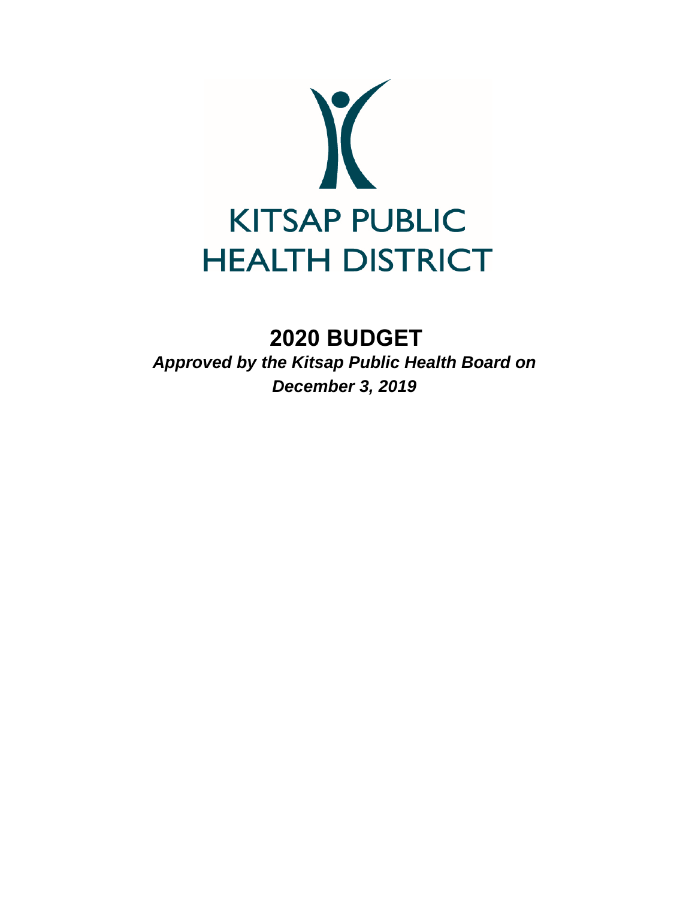# KITSAP PUBLIC HEALTH DISTRICT

## 2020 BUDGET

***Approved by the Kitsap Public Health Board on December 3, 2019***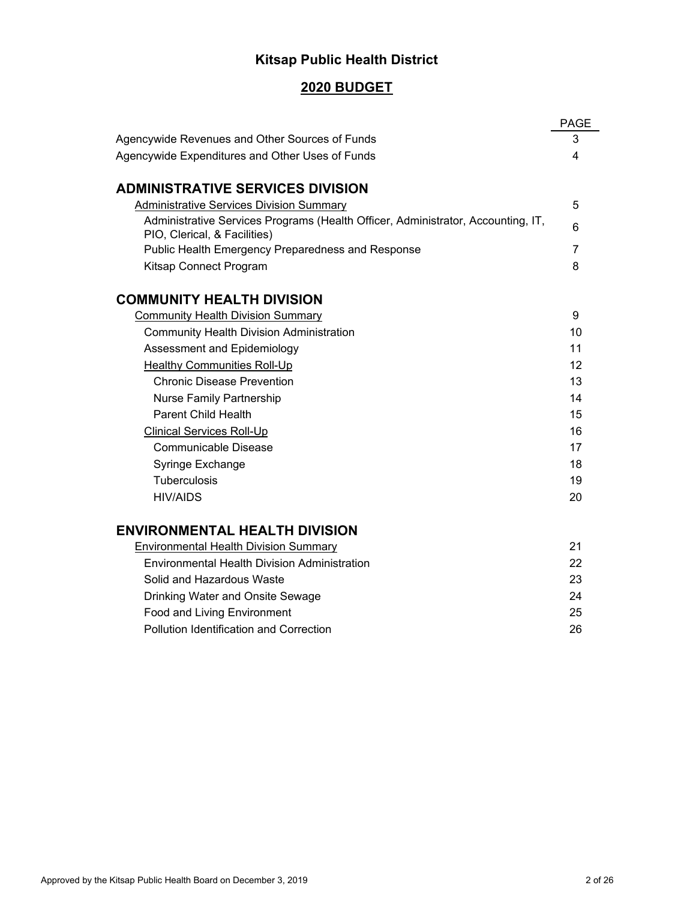# Kitsap Public Health District

## 2020 BUDGET

| | PAGE |
|---|---|
| Agencywide Revenues and Other Sources of Funds | 3 |
| Agencywide Expenditures and Other Uses of Funds | 4 |
| **ADMINISTRATIVE SERVICES DIVISION** | |
| Administrative Services Division Summary | 5 |
| Administrative Services Programs (Health Officer, Administrator, Accounting, IT, PIO, Clerical, & Facilities) | 6 |
| Public Health Emergency Preparedness and Response | 7 |
| Kitsap Connect Program | 8 |
| **COMMUNITY HEALTH DIVISION** | |
| Community Health Division Summary | 9 |
| Community Health Division Administration | 10 |
| Assessment and Epidemiology | 11 |
| Healthy Communities Roll-Up | 12 |
| Chronic Disease Prevention | 13 |
| Nurse Family Partnership | 14 |
| Parent Child Health | 15 |
| Clinical Services Roll-Up | 16 |
| Communicable Disease | 17 |
| Syringe Exchange | 18 |
| Tuberculosis | 19 |
| HIV/AIDS | 20 |
| **ENVIRONMENTAL HEALTH DIVISION** | |
| Environmental Health Division Summary | 21 |
| Environmental Health Division Administration | 22 |
| Solid and Hazardous Waste | 23 |
| Drinking Water and Onsite Sewage | 24 |
| Food and Living Environment | 25 |
| Pollution Identification and Correction | 26 |

Approved by the Kitsap Public Health Board on December 3, 2019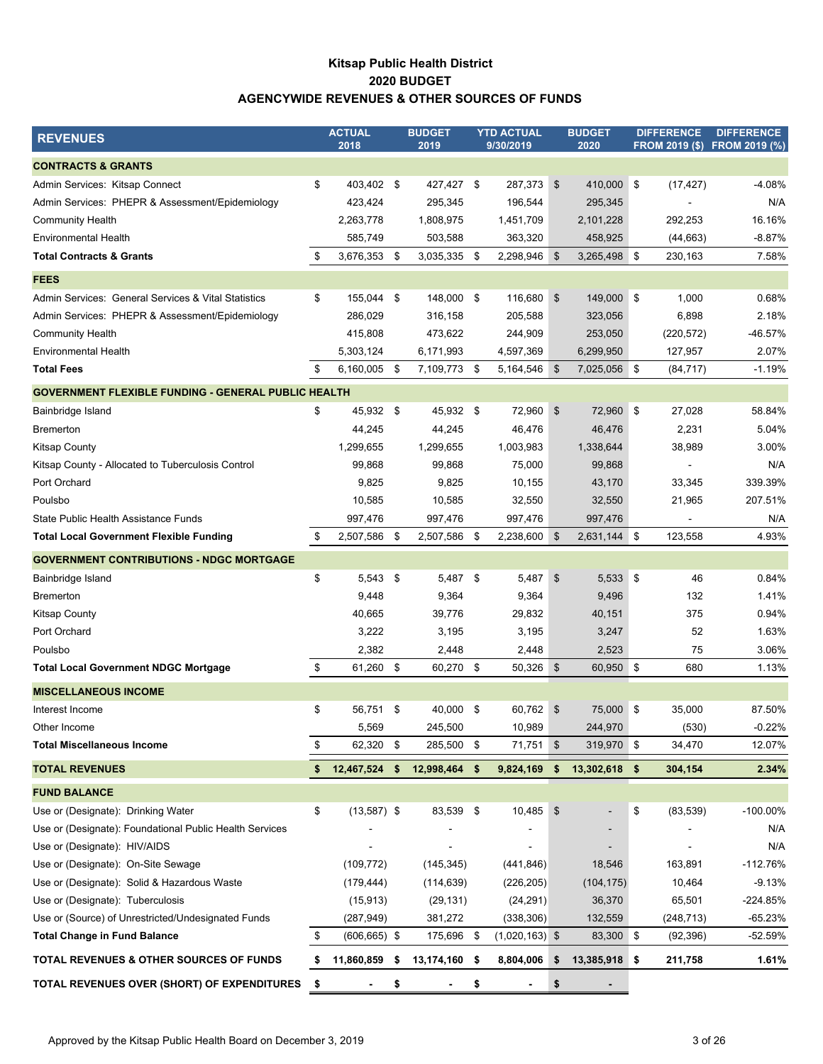# Kitsap Public Health District
## 2020 BUDGET
## AGENCYWIDE REVENUES & OTHER SOURCES OF FUNDS

| REVENUES | ACTUAL 2018 | BUDGET 2019 | YTD ACTUAL 9/30/2019 | BUDGET 2020 | DIFFERENCE FROM 2019 ($) | DIFFERENCE FROM 2019 (%) |
|---|---|---|---|---|---|---|
| **CONTRACTS & GRANTS** | | | | | | |
| Admin Services: Kitsap Connect | $ 403,402 | $ 427,427 | $ 287,373 | $ 410,000 | $ (17,427) | -4.08% |
| Admin Services: PHEPR & Assessment/Epidemiology | 423,424 | 295,345 | 196,544 | 295,345 | - | N/A |
| Community Health | 2,263,778 | 1,808,975 | 1,451,709 | 2,101,228 | 292,253 | 16.16% |
| Environmental Health | 585,749 | 503,588 | 363,320 | 458,925 | (44,663) | -8.87% |
| **Total Contracts & Grants** | $ 3,676,353 | $ 3,035,335 | $ 2,298,946 | $ 3,265,498 | $ 230,163 | 7.58% |
| **FEES** | | | | | | |
| Admin Services: General Services & Vital Statistics | $ 155,044 | $ 148,000 | $ 116,680 | $ 149,000 | $ 1,000 | 0.68% |
| Admin Services: PHEPR & Assessment/Epidemiology | 286,029 | 316,158 | 205,588 | 323,056 | 6,898 | 2.18% |
| Community Health | 415,808 | 473,622 | 244,909 | 253,050 | (220,572) | -46.57% |
| Environmental Health | 5,303,124 | 6,171,993 | 4,597,369 | 6,299,950 | 127,957 | 2.07% |
| **Total Fees** | $ 6,160,005 | $ 7,109,773 | $ 5,164,546 | $ 7,025,056 | $ (84,717) | -1.19% |
| **GOVERNMENT FLEXIBLE FUNDING - GENERAL PUBLIC HEALTH** | | | | | | |
| Bainbridge Island | $ 45,932 | $ 45,932 | $ 72,960 | $ 72,960 | $ 27,028 | 58.84% |
| Bremerton | 44,245 | 44,245 | 46,476 | 46,476 | 2,231 | 5.04% |
| Kitsap County | 1,299,655 | 1,299,655 | 1,003,983 | 1,338,644 | 38,989 | 3.00% |
| Kitsap County - Allocated to Tuberculosis Control | 99,868 | 99,868 | 75,000 | 99,868 | - | N/A |
| Port Orchard | 9,825 | 9,825 | 10,155 | 43,170 | 33,345 | 339.39% |
| Poulsbo | 10,585 | 10,585 | 32,550 | 32,550 | 21,965 | 207.51% |
| State Public Health Assistance Funds | 997,476 | 997,476 | 997,476 | 997,476 | - | N/A |
| **Total Local Government Flexible Funding** | $ 2,507,586 | $ 2,507,586 | $ 2,238,600 | $ 2,631,144 | $ 123,558 | 4.93% |
| **GOVERNMENT CONTRIBUTIONS - NDGC MORTGAGE** | | | | | | |
| Bainbridge Island | $ 5,543 | $ 5,487 | $ 5,487 | $ 5,533 | $ 46 | 0.84% |
| Bremerton | 9,448 | 9,364 | 9,364 | 9,496 | 132 | 1.41% |
| Kitsap County | 40,665 | 39,776 | 29,832 | 40,151 | 375 | 0.94% |
| Port Orchard | 3,222 | 3,195 | 3,195 | 3,247 | 52 | 1.63% |
| Poulsbo | 2,382 | 2,448 | 2,448 | 2,523 | 75 | 3.06% |
| **Total Local Government NDGC Mortgage** | $ 61,260 | $ 60,270 | $ 50,326 | $ 60,950 | $ 680 | 1.13% |
| **MISCELLANEOUS INCOME** | | | | | | |
| Interest Income | $ 56,751 | $ 40,000 | $ 60,762 | $ 75,000 | $ 35,000 | 87.50% |
| Other Income | 5,569 | 245,500 | 10,989 | 244,970 | (530) | -0.22% |
| **Total Miscellaneous Income** | $ 62,320 | $ 285,500 | $ 71,751 | $ 319,970 | $ 34,470 | 12.07% |
| **TOTAL REVENUES** | **$ 12,467,524** | **$ 12,998,464** | **$ 9,824,169** | **$ 13,302,618** | **$ 304,154** | **2.34%** |
| **FUND BALANCE** | | | | | | |
| Use or (Designate): Drinking Water | $ (13,587) | $ 83,539 | $ 10,485 | $ - | $ (83,539) | -100.00% |
| Use or (Designate): Foundational Public Health Services | - | - | - | - | - | N/A |
| Use or (Designate): HIV/AIDS | - | - | - | - | - | N/A |
| Use or (Designate): On-Site Sewage | (109,772) | (145,345) | (441,846) | 18,546 | 163,891 | -112.76% |
| Use or (Designate): Solid & Hazardous Waste | (179,444) | (114,639) | (226,205) | (104,175) | 10,464 | -9.13% |
| Use or (Designate): Tuberculosis | (15,913) | (29,131) | (24,291) | 36,370 | 65,501 | -224.85% |
| Use or (Source) of Unrestricted/Undesignated Funds | (287,949) | 381,272 | (338,306) | 132,559 | (248,713) | -65.23% |
| **Total Change in Fund Balance** | $ (606,665) | $ 175,696 | $ (1,020,163) | $ 83,300 | $ (92,396) | -52.59% |
| **TOTAL REVENUES & OTHER SOURCES OF FUNDS** | **$ 11,860,859** | **$ 13,174,160** | **$ 8,804,006** | **$ 13,385,918** | **$ 211,758** | **1.61%** |
| **TOTAL REVENUES OVER (SHORT) OF EXPENDITURES** | **$ -** | **$ -** | **$ -** | **$ -** | | |

Approved by the Kitsap Public Health Board on December 3, 2019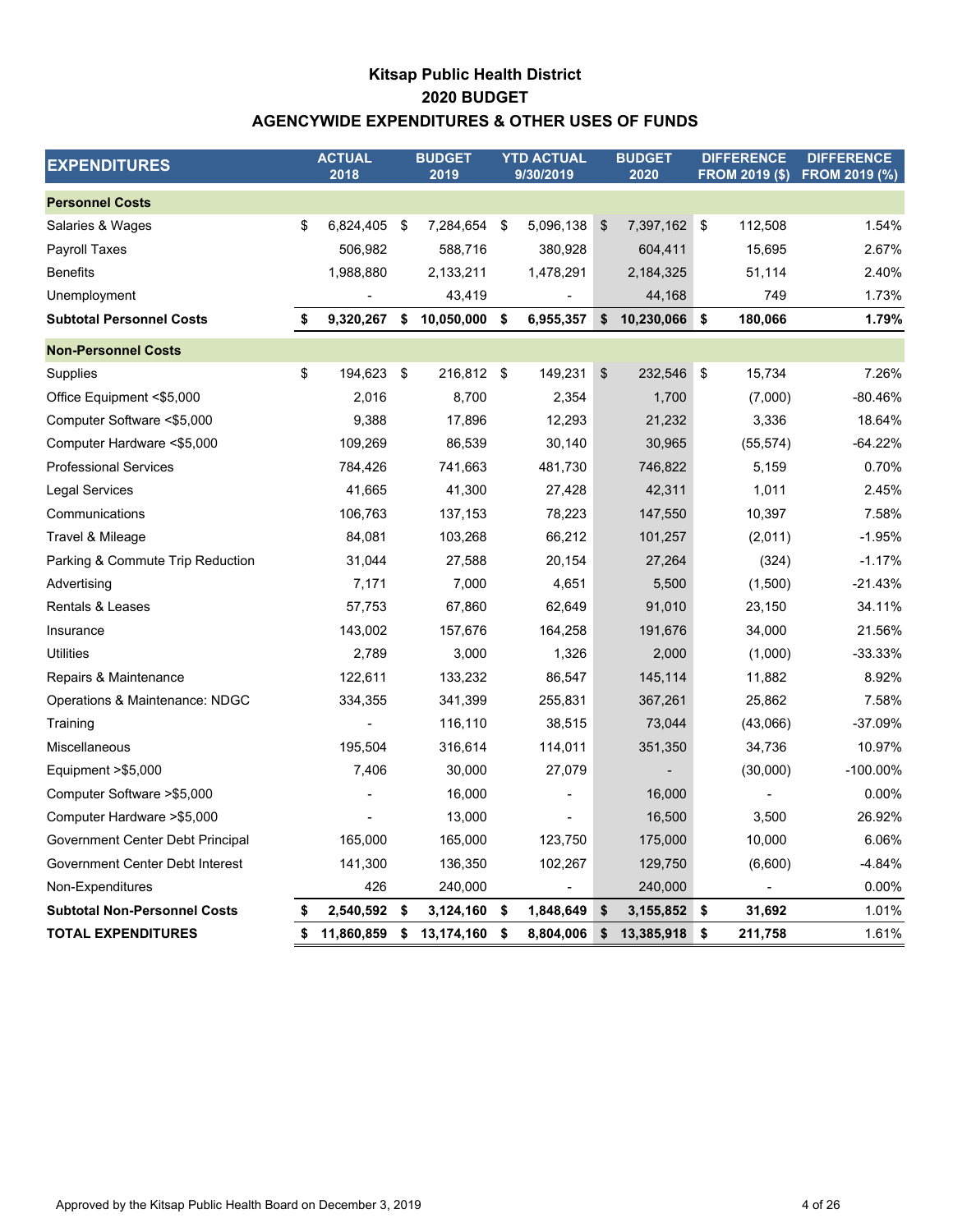# Kitsap Public Health District
## 2020 BUDGET
## AGENCYWIDE EXPENDITURES & OTHER USES OF FUNDS

| EXPENDITURES | ACTUAL 2018 | BUDGET 2019 | YTD ACTUAL 9/30/2019 | BUDGET 2020 | DIFFERENCE FROM 2019 ($) | DIFFERENCE FROM 2019 (%) |
|---|---|---|---|---|---|---|
| **Personnel Costs** | | | | | | |
| Salaries & Wages | $ 6,824,405 | $ 7,284,654 | $ 5,096,138 | $ 7,397,162 | $ 112,508 | 1.54% |
| Payroll Taxes | 506,982 | 588,716 | 380,928 | 604,411 | 15,695 | 2.67% |
| Benefits | 1,988,880 | 2,133,211 | 1,478,291 | 2,184,325 | 51,114 | 2.40% |
| Unemployment | - | 43,419 | - | 44,168 | 749 | 1.73% |
| **Subtotal Personnel Costs** | **$ 9,320,267** | **$ 10,050,000** | **$ 6,955,357** | **$ 10,230,066** | **$ 180,066** | **1.79%** |
| **Non-Personnel Costs** | | | | | | |
| Supplies | $ 194,623 | $ 216,812 | $ 149,231 | $ 232,546 | $ 15,734 | 7.26% |
| Office Equipment <$5,000 | 2,016 | 8,700 | 2,354 | 1,700 | (7,000) | -80.46% |
| Computer Software <$5,000 | 9,388 | 17,896 | 12,293 | 21,232 | 3,336 | 18.64% |
| Computer Hardware <$5,000 | 109,269 | 86,539 | 30,140 | 30,965 | (55,574) | -64.22% |
| Professional Services | 784,426 | 741,663 | 481,730 | 746,822 | 5,159 | 0.70% |
| Legal Services | 41,665 | 41,300 | 27,428 | 42,311 | 1,011 | 2.45% |
| Communications | 106,763 | 137,153 | 78,223 | 147,550 | 10,397 | 7.58% |
| Travel & Mileage | 84,081 | 103,268 | 66,212 | 101,257 | (2,011) | -1.95% |
| Parking & Commute Trip Reduction | 31,044 | 27,588 | 20,154 | 27,264 | (324) | -1.17% |
| Advertising | 7,171 | 7,000 | 4,651 | 5,500 | (1,500) | -21.43% |
| Rentals & Leases | 57,753 | 67,860 | 62,649 | 91,010 | 23,150 | 34.11% |
| Insurance | 143,002 | 157,676 | 164,258 | 191,676 | 34,000 | 21.56% |
| Utilities | 2,789 | 3,000 | 1,326 | 2,000 | (1,000) | -33.33% |
| Repairs & Maintenance | 122,611 | 133,232 | 86,547 | 145,114 | 11,882 | 8.92% |
| Operations & Maintenance: NDGC | 334,355 | 341,399 | 255,831 | 367,261 | 25,862 | 7.58% |
| Training | - | 116,110 | 38,515 | 73,044 | (43,066) | -37.09% |
| Miscellaneous | 195,504 | 316,614 | 114,011 | 351,350 | 34,736 | 10.97% |
| Equipment >$5,000 | 7,406 | 30,000 | 27,079 | - | (30,000) | -100.00% |
| Computer Software >$5,000 | - | 16,000 | - | 16,000 | - | 0.00% |
| Computer Hardware >$5,000 | - | 13,000 | - | 16,500 | 3,500 | 26.92% |
| Government Center Debt Principal | 165,000 | 165,000 | 123,750 | 175,000 | 10,000 | 6.06% |
| Government Center Debt Interest | 141,300 | 136,350 | 102,267 | 129,750 | (6,600) | -4.84% |
| Non-Expenditures | 426 | 240,000 | - | 240,000 | - | 0.00% |
| **Subtotal Non-Personnel Costs** | **$ 2,540,592** | **$ 3,124,160** | **$ 1,848,649** | **$ 3,155,852** | **$ 31,692** | **1.01%** |
| **TOTAL EXPENDITURES** | **$ 11,860,859** | **$ 13,174,160** | **$ 8,804,006** | **$ 13,385,918** | **$ 211,758** | **1.61%** |

Approved by the Kitsap Public Health Board on December 3, 2019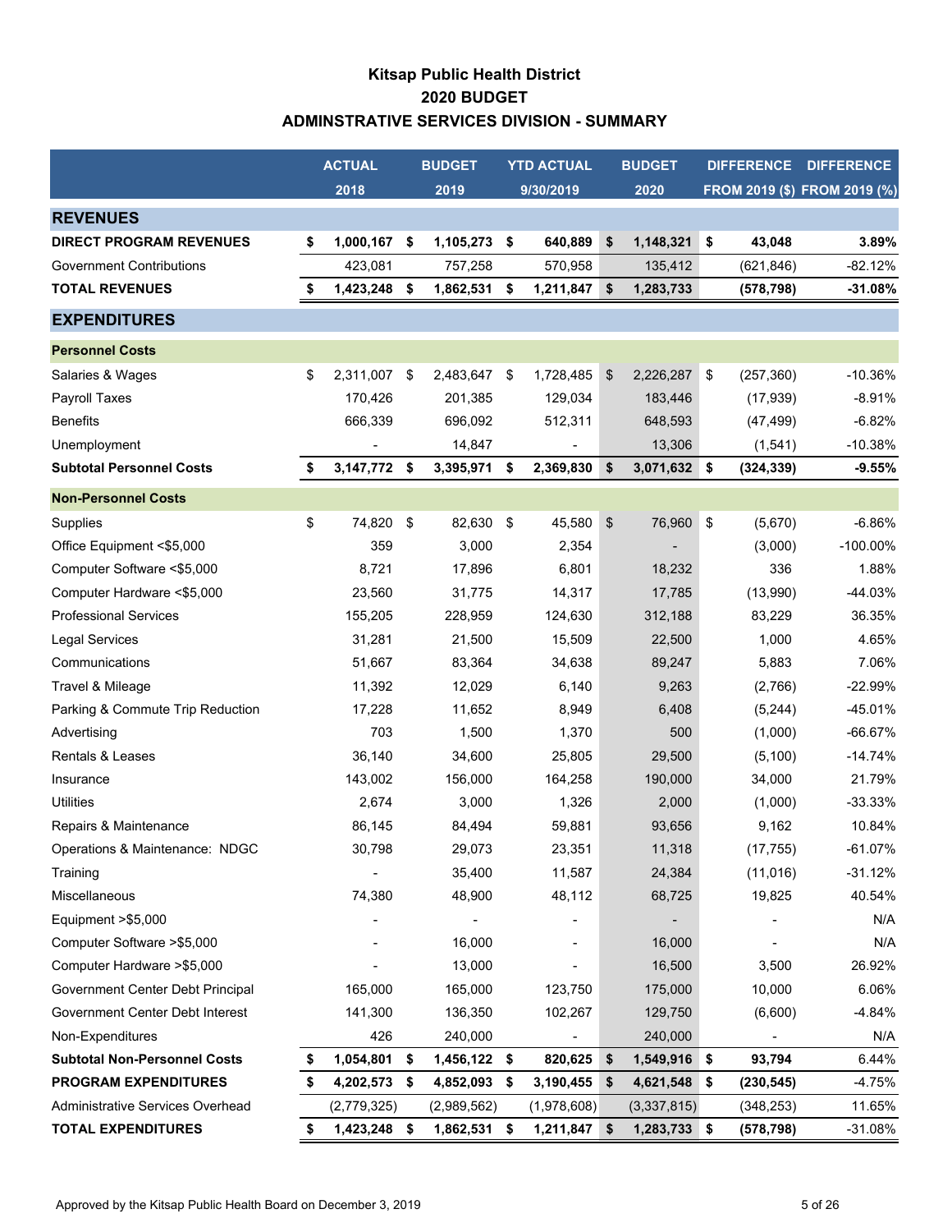# Kitsap Public Health District
## 2020 BUDGET
## ADMINSTRATIVE SERVICES DIVISION - SUMMARY

| | ACTUAL 2018 | BUDGET 2019 | YTD ACTUAL 9/30/2019 | BUDGET 2020 | DIFFERENCE FROM 2019 ($) | DIFFERENCE FROM 2019 (%) |
|---|---|---|---|---|---|---|
| **REVENUES** | | | | | | |
| **DIRECT PROGRAM REVENUES** | **$ 1,000,167** | **$ 1,105,273** | **$ 640,889** | **$ 1,148,321** | **$ 43,048** | **3.89%** |
| Government Contributions | 423,081 | 757,258 | 570,958 | 135,412 | (621,846) | -82.12% |
| **TOTAL REVENUES** | **$ 1,423,248** | **$ 1,862,531** | **$ 1,211,847** | **$ 1,283,733** | **(578,798)** | **-31.08%** |
| **EXPENDITURES** | | | | | | |
| **Personnel Costs** | | | | | | |
| Salaries & Wages | $ 2,311,007 | $ 2,483,647 | $ 1,728,485 | $ 2,226,287 | $ (257,360) | -10.36% |
| Payroll Taxes | 170,426 | 201,385 | 129,034 | 183,446 | (17,939) | -8.91% |
| Benefits | 666,339 | 696,092 | 512,311 | 648,593 | (47,499) | -6.82% |
| Unemployment | - | 14,847 | - | 13,306 | (1,541) | -10.38% |
| **Subtotal Personnel Costs** | **$ 3,147,772** | **$ 3,395,971** | **$ 2,369,830** | **$ 3,071,632** | **$ (324,339)** | **-9.55%** |
| **Non-Personnel Costs** | | | | | | |
| Supplies | $ 74,820 | $ 82,630 | $ 45,580 | $ 76,960 | $ (5,670) | -6.86% |
| Office Equipment <$5,000 | 359 | 3,000 | 2,354 | - | (3,000) | -100.00% |
| Computer Software <$5,000 | 8,721 | 17,896 | 6,801 | 18,232 | 336 | 1.88% |
| Computer Hardware <$5,000 | 23,560 | 31,775 | 14,317 | 17,785 | (13,990) | -44.03% |
| Professional Services | 155,205 | 228,959 | 124,630 | 312,188 | 83,229 | 36.35% |
| Legal Services | 31,281 | 21,500 | 15,509 | 22,500 | 1,000 | 4.65% |
| Communications | 51,667 | 83,364 | 34,638 | 89,247 | 5,883 | 7.06% |
| Travel & Mileage | 11,392 | 12,029 | 6,140 | 9,263 | (2,766) | -22.99% |
| Parking & Commute Trip Reduction | 17,228 | 11,652 | 8,949 | 6,408 | (5,244) | -45.01% |
| Advertising | 703 | 1,500 | 1,370 | 500 | (1,000) | -66.67% |
| Rentals & Leases | 36,140 | 34,600 | 25,805 | 29,500 | (5,100) | -14.74% |
| Insurance | 143,002 | 156,000 | 164,258 | 190,000 | 34,000 | 21.79% |
| Utilities | 2,674 | 3,000 | 1,326 | 2,000 | (1,000) | -33.33% |
| Repairs & Maintenance | 86,145 | 84,494 | 59,881 | 93,656 | 9,162 | 10.84% |
| Operations & Maintenance: NDGC | 30,798 | 29,073 | 23,351 | 11,318 | (17,755) | -61.07% |
| Training | - | 35,400 | 11,587 | 24,384 | (11,016) | -31.12% |
| Miscellaneous | 74,380 | 48,900 | 48,112 | 68,725 | 19,825 | 40.54% |
| Equipment >$5,000 | - | - | - | - | - | N/A |
| Computer Software >$5,000 | - | 16,000 | - | 16,000 | - | N/A |
| Computer Hardware >$5,000 | - | 13,000 | - | 16,500 | 3,500 | 26.92% |
| Government Center Debt Principal | 165,000 | 165,000 | 123,750 | 175,000 | 10,000 | 6.06% |
| Government Center Debt Interest | 141,300 | 136,350 | 102,267 | 129,750 | (6,600) | -4.84% |
| Non-Expenditures | 426 | 240,000 | - | 240,000 | - | N/A |
| **Subtotal Non-Personnel Costs** | **$ 1,054,801** | **$ 1,456,122** | **$ 820,625** | **$ 1,549,916** | **$ 93,794** | 6.44% |
| **PROGRAM EXPENDITURES** | **$ 4,202,573** | **$ 4,852,093** | **$ 3,190,455** | **$ 4,621,548** | **$ (230,545)** | -4.75% |
| Administrative Services Overhead | (2,779,325) | (2,989,562) | (1,978,608) | (3,337,815) | (348,253) | 11.65% |
| **TOTAL EXPENDITURES** | **$ 1,423,248** | **$ 1,862,531** | **$ 1,211,847** | **$ 1,283,733** | **$ (578,798)** | -31.08% |

Approved by the Kitsap Public Health Board on December 3, 2019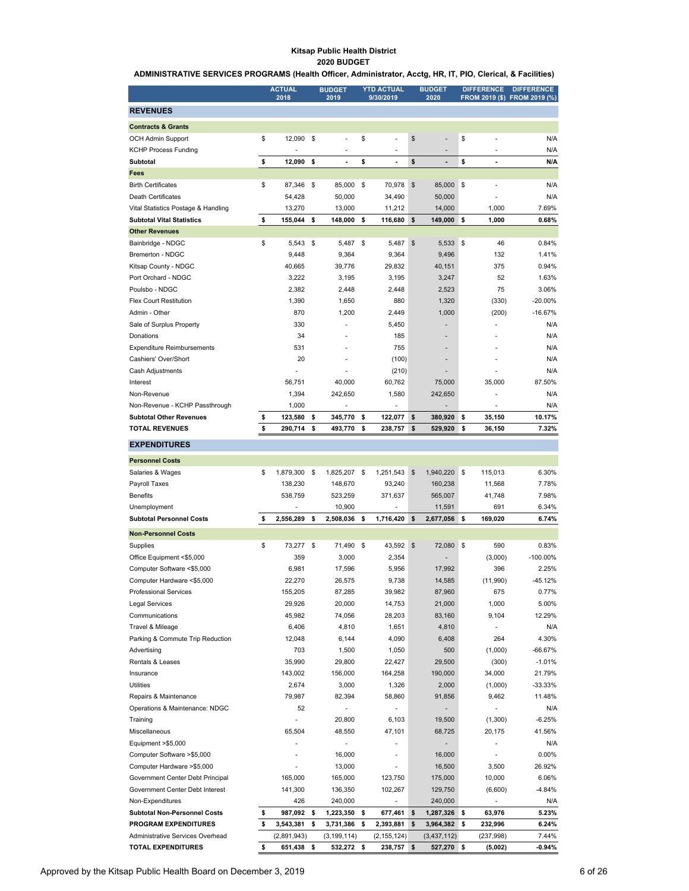**Kitsap Public Health District**
**2020 BUDGET**
**ADMINISTRATIVE SERVICES PROGRAMS (Health Officer, Administrator, Acctg, HR, IT, PIO, Clerical, & Facilities)**

| | ACTUAL 2018 | BUDGET 2019 | YTD ACTUAL 9/30/2019 | BUDGET 2020 | DIFFERENCE FROM 2019 ($) | DIFFERENCE FROM 2019 (%) |
|---|---|---|---|---|---|---|
| **REVENUES** | | | | | | |
| **Contracts & Grants** | | | | | | |
| OCH Admin Support | $ 12,090 | $ - | $ - | $ - | $ - | N/A |
| KCHP Process Funding | - | - | - | - | - | N/A |
| **Subtotal** | **$ 12,090** | **$ -** | **$ -** | **$ -** | **$ -** | **N/A** |
| **Fees** | | | | | | |
| Birth Certificates | $ 87,346 | $ 85,000 | $ 70,978 | $ 85,000 | $ - | N/A |
| Death Certificates | 54,428 | 50,000 | 34,490 | 50,000 | - | N/A |
| Vital Statistics Postage & Handling | 13,270 | 13,000 | 11,212 | 14,000 | 1,000 | 7.69% |
| **Subtotal Vital Statistics** | **$ 155,044** | **$ 148,000** | **$ 116,680** | **$ 149,000** | **$ 1,000** | **0.68%** |
| **Other Revenues** | | | | | | |
| Bainbridge - NDGC | $ 5,543 | $ 5,487 | $ 5,487 | $ 5,533 | $ 46 | 0.84% |
| Bremerton - NDGC | 9,448 | 9,364 | 9,364 | 9,496 | 132 | 1.41% |
| Kitsap County - NDGC | 40,665 | 39,776 | 29,832 | 40,151 | 375 | 0.94% |
| Port Orchard - NDGC | 3,222 | 3,195 | 3,195 | 3,247 | 52 | 1.63% |
| Poulsbo - NDGC | 2,382 | 2,448 | 2,448 | 2,523 | 75 | 3.06% |
| Flex Court Restitution | 1,390 | 1,650 | 880 | 1,320 | (330) | -20.00% |
| Admin - Other | 870 | 1,200 | 2,449 | 1,000 | (200) | -16.67% |
| Sale of Surplus Property | 330 | - | 5,450 | - | - | N/A |
| Donations | 34 | - | 185 | - | - | N/A |
| Expenditure Reimbursements | 531 | - | 755 | - | - | N/A |
| Cashiers' Over/Short | 20 | - | (100) | - | - | N/A |
| Cash Adjustments | - | - | (210) | - | - | N/A |
| Interest | 56,751 | 40,000 | 60,762 | 75,000 | 35,000 | 87.50% |
| Non-Revenue | 1,394 | 242,650 | 1,580 | 242,650 | - | N/A |
| Non-Revenue - KCHP Passthrough | 1,000 | - | - | - | - | N/A |
| **Subtotal Other Revenues** | **$ 123,580** | **$ 345,770** | **$ 122,077** | **$ 380,920** | **$ 35,150** | **10.17%** |
| **TOTAL REVENUES** | **$ 290,714** | **$ 493,770** | **$ 238,757** | **$ 529,920** | **$ 36,150** | **7.32%** |
| **EXPENDITURES** | | | | | | |
| **Personnel Costs** | | | | | | |
| Salaries & Wages | $ 1,879,300 | $ 1,825,207 | $ 1,251,543 | $ 1,940,220 | $ 115,013 | 6.30% |
| Payroll Taxes | 138,230 | 148,670 | 93,240 | 160,238 | 11,568 | 7.78% |
| Benefits | 538,759 | 523,259 | 371,637 | 565,007 | 41,748 | 7.98% |
| Unemployment | - | 10,900 | - | 11,591 | 691 | 6.34% |
| **Subtotal Personnel Costs** | **$ 2,556,289** | **$ 2,508,036** | **$ 1,716,420** | **$ 2,677,056** | **$ 169,020** | **6.74%** |
| **Non-Personnel Costs** | | | | | | |
| Supplies | $ 73,277 | $ 71,490 | $ 43,592 | $ 72,080 | $ 590 | 0.83% |
| Office Equipment <$5,000 | 359 | 3,000 | 2,354 | - | (3,000) | -100.00% |
| Computer Software <$5,000 | 6,981 | 17,596 | 5,956 | 17,992 | 396 | 2.25% |
| Computer Hardware <$5,000 | 22,270 | 26,575 | 9,738 | 14,585 | (11,990) | -45.12% |
| Professional Services | 155,205 | 87,285 | 39,982 | 87,960 | 675 | 0.77% |
| Legal Services | 29,926 | 20,000 | 14,753 | 21,000 | 1,000 | 5.00% |
| Communications | 45,982 | 74,056 | 28,203 | 83,160 | 9,104 | 12.29% |
| Travel & Mileage | 6,406 | 4,810 | 1,651 | 4,810 | - | N/A |
| Parking & Commute Trip Reduction | 12,048 | 6,144 | 4,090 | 6,408 | 264 | 4.30% |
| Advertising | 703 | 1,500 | 1,050 | 500 | (1,000) | -66.67% |
| Rentals & Leases | 35,990 | 29,800 | 22,427 | 29,500 | (300) | -1.01% |
| Insurance | 143,002 | 156,000 | 164,258 | 190,000 | 34,000 | 21.79% |
| Utilities | 2,674 | 3,000 | 1,326 | 2,000 | (1,000) | -33.33% |
| Repairs & Maintenance | 79,987 | 82,394 | 58,860 | 91,856 | 9,462 | 11.48% |
| Operations & Maintenance: NDGC | 52 | - | - | - | - | N/A |
| Training | - | 20,800 | 6,103 | 19,500 | (1,300) | -6.25% |
| Miscellaneous | 65,504 | 48,550 | 47,101 | 68,725 | 20,175 | 41.56% |
| Equipment >$5,000 | - | - | - | - | - | N/A |
| Computer Software >$5,000 | - | 16,000 | - | 16,000 | - | 0.00% |
| Computer Hardware >$5,000 | - | 13,000 | - | 16,500 | 3,500 | 26.92% |
| Government Center Debt Principal | 165,000 | 165,000 | 123,750 | 175,000 | 10,000 | 6.06% |
| Government Center Debt Interest | 141,300 | 136,350 | 102,267 | 129,750 | (6,600) | -4.84% |
| Non-Expenditures | 426 | 240,000 | - | 240,000 | - | N/A |
| **Subtotal Non-Personnel Costs** | **$ 987,092** | **$ 1,223,350** | **$ 677,461** | **$ 1,287,326** | **$ 63,976** | **5.23%** |
| **PROGRAM EXPENDITURES** | **$ 3,543,381** | **$ 3,731,386** | **$ 2,393,881** | **$ 3,964,382** | **$ 232,996** | **6.24%** |
| Administrative Services Overhead | (2,891,943) | (3,199,114) | (2,155,124) | (3,437,112) | (237,998) | 7.44% |
| **TOTAL EXPENDITURES** | **$ 651,438** | **$ 532,272** | **$ 238,757** | **$ 527,270** | **$ (5,002)** | **-0.94%** |

Approved by the Kitsap Public Health Board on December 3, 2019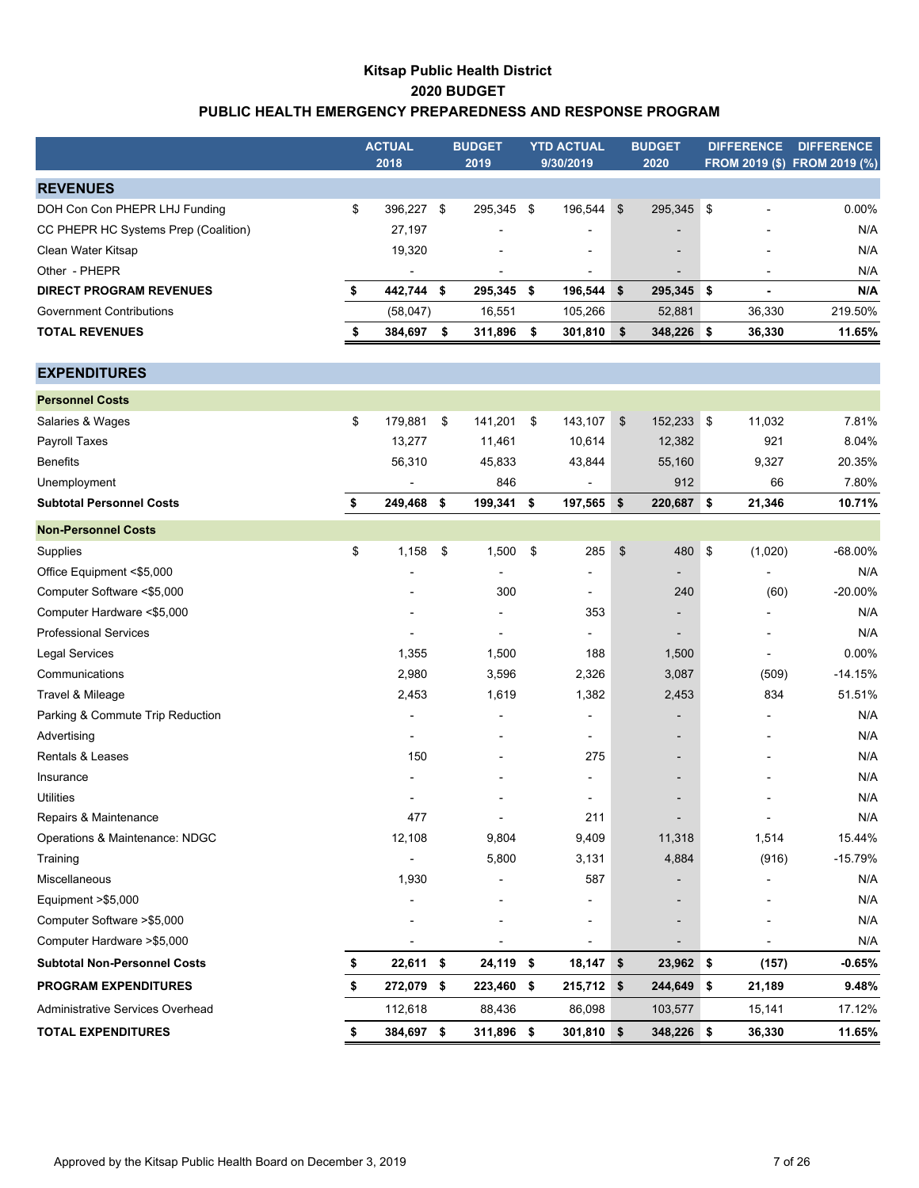# Kitsap Public Health District
## 2020 BUDGET
## PUBLIC HEALTH EMERGENCY PREPAREDNESS AND RESPONSE PROGRAM

| | ACTUAL 2018 | BUDGET 2019 | YTD ACTUAL 9/30/2019 | BUDGET 2020 | DIFFERENCE FROM 2019 ($) | DIFFERENCE FROM 2019 (%) |
|---|---|---|---|---|---|---|
| **REVENUES** | | | | | | |
| DOH Con Con PHEPR LHJ Funding | $ 396,227 | $ 295,345 | $ 196,544 | $ 295,345 | $ - | 0.00% |
| CC PHEPR HC Systems Prep (Coalition) | 27,197 | - | - | - | - | N/A |
| Clean Water Kitsap | 19,320 | - | - | - | - | N/A |
| Other - PHEPR | - | - | - | - | - | N/A |
| **DIRECT PROGRAM REVENUES** | **$ 442,744** | **$ 295,345** | **$ 196,544** | **$ 295,345** | **$ -** | **N/A** |
| Government Contributions | (58,047) | 16,551 | 105,266 | 52,881 | 36,330 | 219.50% |
| **TOTAL REVENUES** | **$ 384,697** | **$ 311,896** | **$ 301,810** | **$ 348,226** | **$ 36,330** | **11.65%** |
| **EXPENDITURES** | | | | | | |
| **Personnel Costs** | | | | | | |
| Salaries & Wages | $ 179,881 | $ 141,201 | $ 143,107 | $ 152,233 | $ 11,032 | 7.81% |
| Payroll Taxes | 13,277 | 11,461 | 10,614 | 12,382 | 921 | 8.04% |
| Benefits | 56,310 | 45,833 | 43,844 | 55,160 | 9,327 | 20.35% |
| Unemployment | - | 846 | - | 912 | 66 | 7.80% |
| **Subtotal Personnel Costs** | **$ 249,468** | **$ 199,341** | **$ 197,565** | **$ 220,687** | **$ 21,346** | **10.71%** |
| **Non-Personnel Costs** | | | | | | |
| Supplies | $ 1,158 | $ 1,500 | $ 285 | $ 480 | $ (1,020) | -68.00% |
| Office Equipment <$5,000 | - | - | - | - | - | N/A |
| Computer Software <$5,000 | - | 300 | - | 240 | (60) | -20.00% |
| Computer Hardware <$5,000 | - | - | 353 | - | - | N/A |
| Professional Services | - | - | - | - | - | N/A |
| Legal Services | 1,355 | 1,500 | 188 | 1,500 | - | 0.00% |
| Communications | 2,980 | 3,596 | 2,326 | 3,087 | (509) | -14.15% |
| Travel & Mileage | 2,453 | 1,619 | 1,382 | 2,453 | 834 | 51.51% |
| Parking & Commute Trip Reduction | - | - | - | - | - | N/A |
| Advertising | - | - | - | - | - | N/A |
| Rentals & Leases | 150 | - | 275 | - | - | N/A |
| Insurance | - | - | - | - | - | N/A |
| Utilities | - | - | - | - | - | N/A |
| Repairs & Maintenance | 477 | - | 211 | - | - | N/A |
| Operations & Maintenance: NDGC | 12,108 | 9,804 | 9,409 | 11,318 | 1,514 | 15.44% |
| Training | - | 5,800 | 3,131 | 4,884 | (916) | -15.79% |
| Miscellaneous | 1,930 | - | 587 | - | - | N/A |
| Equipment >$5,000 | - | - | - | - | - | N/A |
| Computer Software >$5,000 | - | - | - | - | - | N/A |
| Computer Hardware >$5,000 | - | - | - | - | - | N/A |
| **Subtotal Non-Personnel Costs** | **$ 22,611** | **$ 24,119** | **$ 18,147** | **$ 23,962** | **$ (157)** | **-0.65%** |
| **PROGRAM EXPENDITURES** | **$ 272,079** | **$ 223,460** | **$ 215,712** | **$ 244,649** | **$ 21,189** | **9.48%** |
| Administrative Services Overhead | 112,618 | 88,436 | 86,098 | 103,577 | 15,141 | 17.12% |
| **TOTAL EXPENDITURES** | **$ 384,697** | **$ 311,896** | **$ 301,810** | **$ 348,226** | **$ 36,330** | **11.65%** |

Approved by the Kitsap Public Health Board on December 3, 2019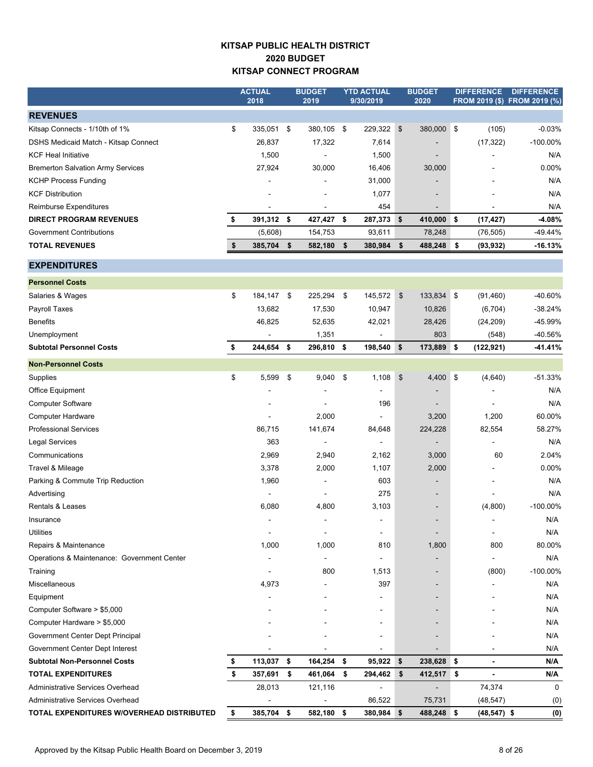# KITSAP PUBLIC HEALTH DISTRICT
## 2020 BUDGET
## KITSAP CONNECT PROGRAM

| | ACTUAL 2018 | BUDGET 2019 | YTD ACTUAL 9/30/2019 | BUDGET 2020 | DIFFERENCE FROM 2019 ($) | DIFFERENCE FROM 2019 (%) |
|---|---|---|---|---|---|---|
| **REVENUES** | | | | | | |
| Kitsap Connects - 1/10th of 1% | $ 335,051 | $ 380,105 | $ 229,322 | $ 380,000 | $ (105) | -0.03% |
| DSHS Medicaid Match - Kitsap Connect | 26,837 | 17,322 | 7,614 | - | (17,322) | -100.00% |
| KCF Heal Initiative | 1,500 | - | 1,500 | - | - | N/A |
| Bremerton Salvation Army Services | 27,924 | 30,000 | 16,406 | 30,000 | - | 0.00% |
| KCHP Process Funding | - | - | 31,000 | - | - | N/A |
| KCF Distribution | - | - | 1,077 | - | - | N/A |
| Reimburse Expenditures | - | - | 454 | - | - | N/A |
| **DIRECT PROGRAM REVENUES** | **$ 391,312** | **$ 427,427** | **$ 287,373** | **$ 410,000** | **$ (17,427)** | **-4.08%** |
| Government Contributions | (5,608) | 154,753 | 93,611 | 78,248 | (76,505) | -49.44% |
| **TOTAL REVENUES** | **$ 385,704** | **$ 582,180** | **$ 380,984** | **$ 488,248** | **$ (93,932)** | **-16.13%** |
| **EXPENDITURES** | | | | | | |
| **Personnel Costs** | | | | | | |
| Salaries & Wages | $ 184,147 | $ 225,294 | $ 145,572 | $ 133,834 | $ (91,460) | -40.60% |
| Payroll Taxes | 13,682 | 17,530 | 10,947 | 10,826 | (6,704) | -38.24% |
| Benefits | 46,825 | 52,635 | 42,021 | 28,426 | (24,209) | -45.99% |
| Unemployment | - | 1,351 | - | 803 | (548) | -40.56% |
| **Subtotal Personnel Costs** | **$ 244,654** | **$ 296,810** | **$ 198,540** | **$ 173,889** | **$ (122,921)** | **-41.41%** |
| **Non-Personnel Costs** | | | | | | |
| Supplies | $ 5,599 | $ 9,040 | $ 1,108 | $ 4,400 | $ (4,640) | -51.33% |
| Office Equipment | - | - | - | - | - | N/A |
| Computer Software | - | - | 196 | - | - | N/A |
| Computer Hardware | - | 2,000 | - | 3,200 | 1,200 | 60.00% |
| Professional Services | 86,715 | 141,674 | 84,648 | 224,228 | 82,554 | 58.27% |
| Legal Services | 363 | - | - | - | - | N/A |
| Communications | 2,969 | 2,940 | 2,162 | 3,000 | 60 | 2.04% |
| Travel & Mileage | 3,378 | 2,000 | 1,107 | 2,000 | - | 0.00% |
| Parking & Commute Trip Reduction | 1,960 | - | 603 | - | - | N/A |
| Advertising | - | - | 275 | - | - | N/A |
| Rentals & Leases | 6,080 | 4,800 | 3,103 | - | (4,800) | -100.00% |
| Insurance | - | - | - | - | - | N/A |
| Utilities | - | - | - | - | - | N/A |
| Repairs & Maintenance | 1,000 | 1,000 | 810 | 1,800 | 800 | 80.00% |
| Operations & Maintenance: Government Center | - | - | - | - | - | N/A |
| Training | - | 800 | 1,513 | - | (800) | -100.00% |
| Miscellaneous | 4,973 | - | 397 | - | - | N/A |
| Equipment | - | - | - | - | - | N/A |
| Computer Software > $5,000 | - | - | - | - | - | N/A |
| Computer Hardware > $5,000 | - | - | - | - | - | N/A |
| Government Center Dept Principal | - | - | - | - | - | N/A |
| Government Center Dept Interest | - | - | - | - | - | N/A |
| **Subtotal Non-Personnel Costs** | **$ 113,037** | **$ 164,254** | **$ 95,922** | **$ 238,628** | **$ -** | **N/A** |
| **TOTAL EXPENDITURES** | **$ 357,691** | **$ 461,064** | **$ 294,462** | **$ 412,517** | **$ -** | **N/A** |
| Administrative Services Overhead | 28,013 | 121,116 | - | - | 74,374 | 0 |
| Administrative Services Overhead | - | - | 86,522 | 75,731 | (48,547) | (0) |
| **TOTAL EXPENDITURES W/OVERHEAD DISTRIBUTED** | **$ 385,704** | **$ 582,180** | **$ 380,984** | **$ 488,248** | **$ (48,547)** | **$ (0)** |

Approved by the Kitsap Public Health Board on December 3, 2019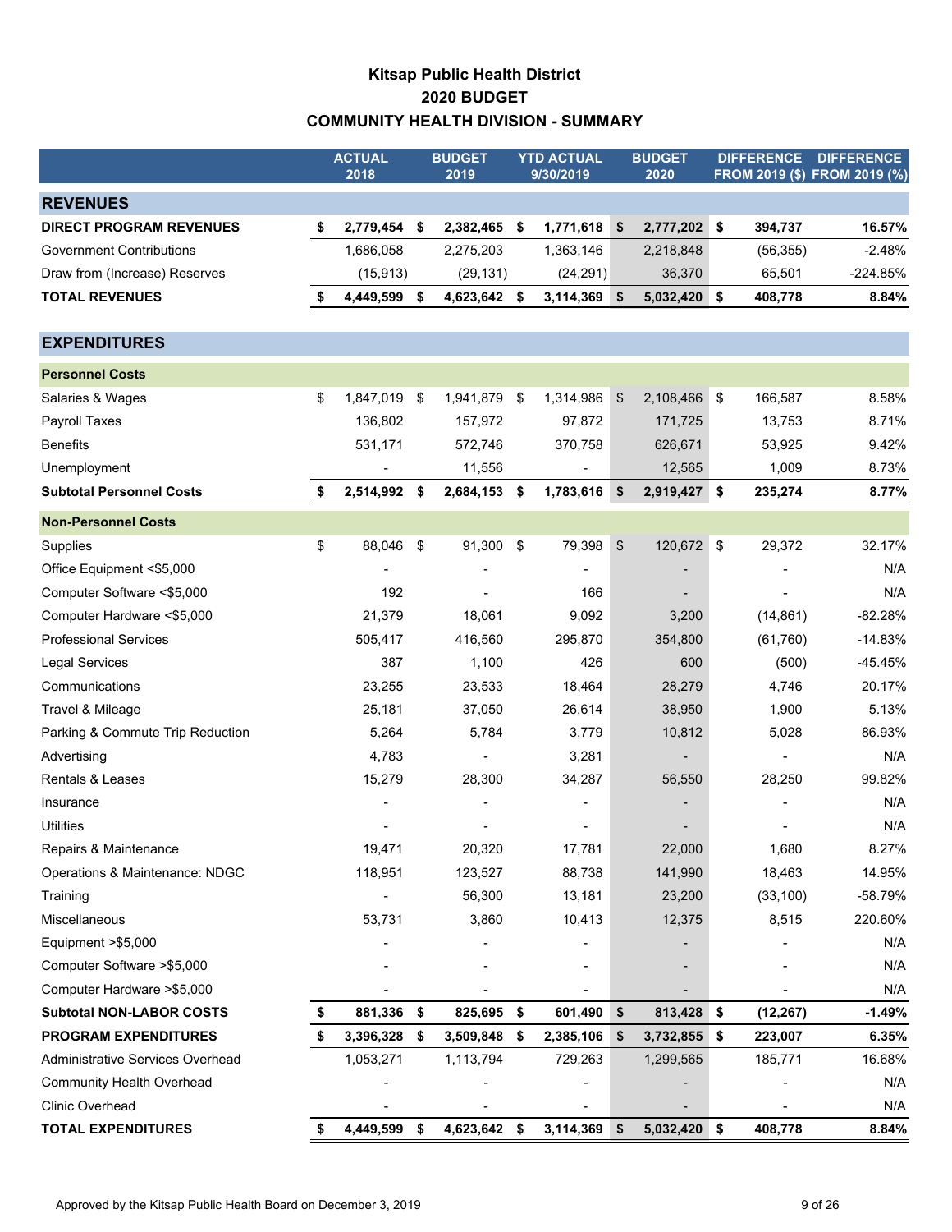# Kitsap Public Health District
## 2020 BUDGET
## COMMUNITY HEALTH DIVISION - SUMMARY

| | ACTUAL 2018 | BUDGET 2019 | YTD ACTUAL 9/30/2019 | BUDGET 2020 | DIFFERENCE FROM 2019 ($) | DIFFERENCE FROM 2019 (%) |
|---|---|---|---|---|---|---|
| **REVENUES** | | | | | | |
| **DIRECT PROGRAM REVENUES** | **$ 2,779,454** | **$ 2,382,465** | **$ 1,771,618** | **$ 2,777,202** | **$ 394,737** | **16.57%** |
| Government Contributions | 1,686,058 | 2,275,203 | 1,363,146 | 2,218,848 | (56,355) | -2.48% |
| Draw from (Increase) Reserves | (15,913) | (29,131) | (24,291) | 36,370 | 65,501 | -224.85% |
| **TOTAL REVENUES** | **$ 4,449,599** | **$ 4,623,642** | **$ 3,114,369** | **$ 5,032,420** | **$ 408,778** | **8.84%** |
| **EXPENDITURES** | | | | | | |
| **Personnel Costs** | | | | | | |
| Salaries & Wages | $ 1,847,019 | $ 1,941,879 | $ 1,314,986 | $ 2,108,466 | $ 166,587 | 8.58% |
| Payroll Taxes | 136,802 | 157,972 | 97,872 | 171,725 | 13,753 | 8.71% |
| Benefits | 531,171 | 572,746 | 370,758 | 626,671 | 53,925 | 9.42% |
| Unemployment | - | 11,556 | - | 12,565 | 1,009 | 8.73% |
| **Subtotal Personnel Costs** | **$ 2,514,992** | **$ 2,684,153** | **$ 1,783,616** | **$ 2,919,427** | **$ 235,274** | **8.77%** |
| **Non-Personnel Costs** | | | | | | |
| Supplies | $ 88,046 | $ 91,300 | $ 79,398 | $ 120,672 | $ 29,372 | 32.17% |
| Office Equipment <$5,000 | - | - | - | - | - | N/A |
| Computer Software <$5,000 | 192 | - | 166 | - | - | N/A |
| Computer Hardware <$5,000 | 21,379 | 18,061 | 9,092 | 3,200 | (14,861) | -82.28% |
| Professional Services | 505,417 | 416,560 | 295,870 | 354,800 | (61,760) | -14.83% |
| Legal Services | 387 | 1,100 | 426 | 600 | (500) | -45.45% |
| Communications | 23,255 | 23,533 | 18,464 | 28,279 | 4,746 | 20.17% |
| Travel & Mileage | 25,181 | 37,050 | 26,614 | 38,950 | 1,900 | 5.13% |
| Parking & Commute Trip Reduction | 5,264 | 5,784 | 3,779 | 10,812 | 5,028 | 86.93% |
| Advertising | 4,783 | - | 3,281 | - | - | N/A |
| Rentals & Leases | 15,279 | 28,300 | 34,287 | 56,550 | 28,250 | 99.82% |
| Insurance | - | - | - | - | - | N/A |
| Utilities | - | - | - | - | - | N/A |
| Repairs & Maintenance | 19,471 | 20,320 | 17,781 | 22,000 | 1,680 | 8.27% |
| Operations & Maintenance: NDGC | 118,951 | 123,527 | 88,738 | 141,990 | 18,463 | 14.95% |
| Training | - | 56,300 | 13,181 | 23,200 | (33,100) | -58.79% |
| Miscellaneous | 53,731 | 3,860 | 10,413 | 12,375 | 8,515 | 220.60% |
| Equipment >$5,000 | - | - | - | - | - | N/A |
| Computer Software >$5,000 | - | - | - | - | - | N/A |
| Computer Hardware >$5,000 | - | - | - | - | - | N/A |
| **Subtotal NON-LABOR COSTS** | **$ 881,336** | **$ 825,695** | **$ 601,490** | **$ 813,428** | **$ (12,267)** | **-1.49%** |
| **PROGRAM EXPENDITURES** | **$ 3,396,328** | **$ 3,509,848** | **$ 2,385,106** | **$ 3,732,855** | **$ 223,007** | **6.35%** |
| Administrative Services Overhead | 1,053,271 | 1,113,794 | 729,263 | 1,299,565 | 185,771 | 16.68% |
| Community Health Overhead | - | - | - | - | - | N/A |
| Clinic Overhead | - | - | - | - | - | N/A |
| **TOTAL EXPENDITURES** | **$ 4,449,599** | **$ 4,623,642** | **$ 3,114,369** | **$ 5,032,420** | **$ 408,778** | **8.84%** |

Approved by the Kitsap Public Health Board on December 3, 2019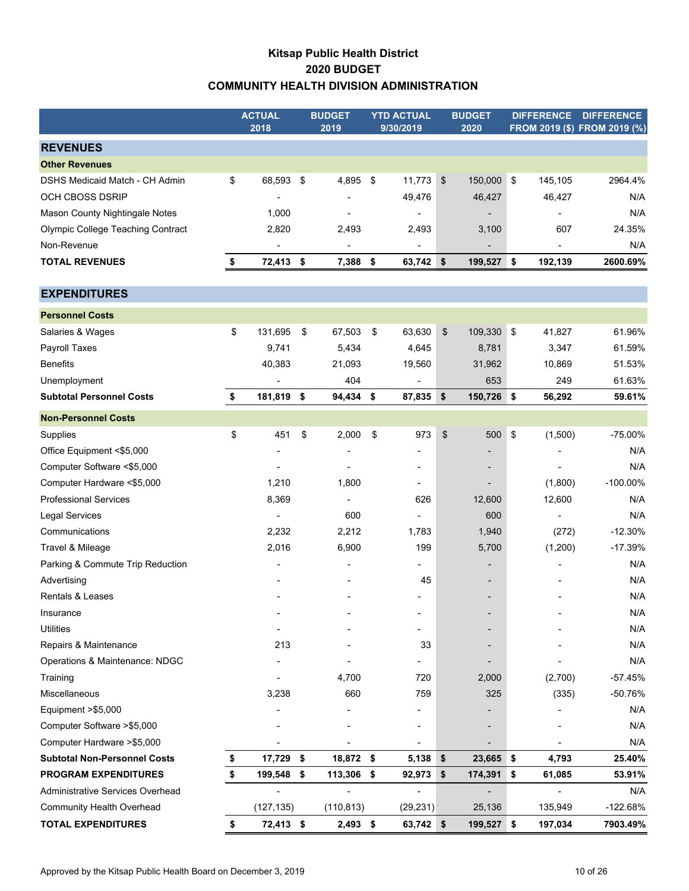# Kitsap Public Health District
## 2020 BUDGET
## COMMUNITY HEALTH DIVISION ADMINISTRATION

| | ACTUAL 2018 | BUDGET 2019 | YTD ACTUAL 9/30/2019 | BUDGET 2020 | DIFFERENCE FROM 2019 ($) | DIFFERENCE FROM 2019 (%) |
|---|---|---|---|---|---|---|
| **REVENUES** | | | | | | |
| **Other Revenues** | | | | | | |
| DSHS Medicaid Match - CH Admin | $ 68,593 | $ 4,895 | $ 11,773 | $ 150,000 | $ 145,105 | 2964.4% |
| OCH CBOSS DSRIP | - | - | 49,476 | 46,427 | 46,427 | N/A |
| Mason County Nightingale Notes | 1,000 | - | - | - | - | N/A |
| Olympic College Teaching Contract | 2,820 | 2,493 | 2,493 | 3,100 | 607 | 24.35% |
| Non-Revenue | - | - | - | - | - | N/A |
| **TOTAL REVENUES** | **$ 72,413** | **$ 7,388** | **$ 63,742** | **$ 199,527** | **$ 192,139** | **2600.69%** |
| **EXPENDITURES** | | | | | | |
| **Personnel Costs** | | | | | | |
| Salaries & Wages | $ 131,695 | $ 67,503 | $ 63,630 | $ 109,330 | $ 41,827 | 61.96% |
| Payroll Taxes | 9,741 | 5,434 | 4,645 | 8,781 | 3,347 | 61.59% |
| Benefits | 40,383 | 21,093 | 19,560 | 31,962 | 10,869 | 51.53% |
| Unemployment | - | 404 | - | 653 | 249 | 61.63% |
| **Subtotal Personnel Costs** | **$ 181,819** | **$ 94,434** | **$ 87,835** | **$ 150,726** | **$ 56,292** | **59.61%** |
| **Non-Personnel Costs** | | | | | | |
| Supplies | $ 451 | $ 2,000 | $ 973 | $ 500 | $ (1,500) | -75.00% |
| Office Equipment <$5,000 | - | - | - | - | - | N/A |
| Computer Software <$5,000 | - | - | - | - | - | N/A |
| Computer Hardware <$5,000 | 1,210 | 1,800 | - | - | (1,800) | -100.00% |
| Professional Services | 8,369 | - | 626 | 12,600 | 12,600 | N/A |
| Legal Services | - | 600 | - | 600 | - | N/A |
| Communications | 2,232 | 2,212 | 1,783 | 1,940 | (272) | -12.30% |
| Travel & Mileage | 2,016 | 6,900 | 199 | 5,700 | (1,200) | -17.39% |
| Parking & Commute Trip Reduction | - | - | - | - | - | N/A |
| Advertising | - | - | 45 | - | - | N/A |
| Rentals & Leases | - | - | - | - | - | N/A |
| Insurance | - | - | - | - | - | N/A |
| Utilities | - | - | - | - | - | N/A |
| Repairs & Maintenance | 213 | - | 33 | - | - | N/A |
| Operations & Maintenance: NDGC | - | - | - | - | - | N/A |
| Training | - | 4,700 | 720 | 2,000 | (2,700) | -57.45% |
| Miscellaneous | 3,238 | 660 | 759 | 325 | (335) | -50.76% |
| Equipment >$5,000 | - | - | - | - | - | N/A |
| Computer Software >$5,000 | - | - | - | - | - | N/A |
| Computer Hardware >$5,000 | - | - | - | - | - | N/A |
| **Subtotal Non-Personnel Costs** | **$ 17,729** | **$ 18,872** | **$ 5,138** | **$ 23,665** | **$ 4,793** | **25.40%** |
| **PROGRAM EXPENDITURES** | **$ 199,548** | **$ 113,306** | **$ 92,973** | **$ 174,391** | **$ 61,085** | **53.91%** |
| Administrative Services Overhead | - | - | - | - | - | N/A |
| Community Health Overhead | (127,135) | (110,813) | (29,231) | 25,136 | 135,949 | -122.68% |
| **TOTAL EXPENDITURES** | **$ 72,413** | **$ 2,493** | **$ 63,742** | **$ 199,527** | **$ 197,034** | **7903.49%** |

Approved by the Kitsap Public Health Board on December 3, 2019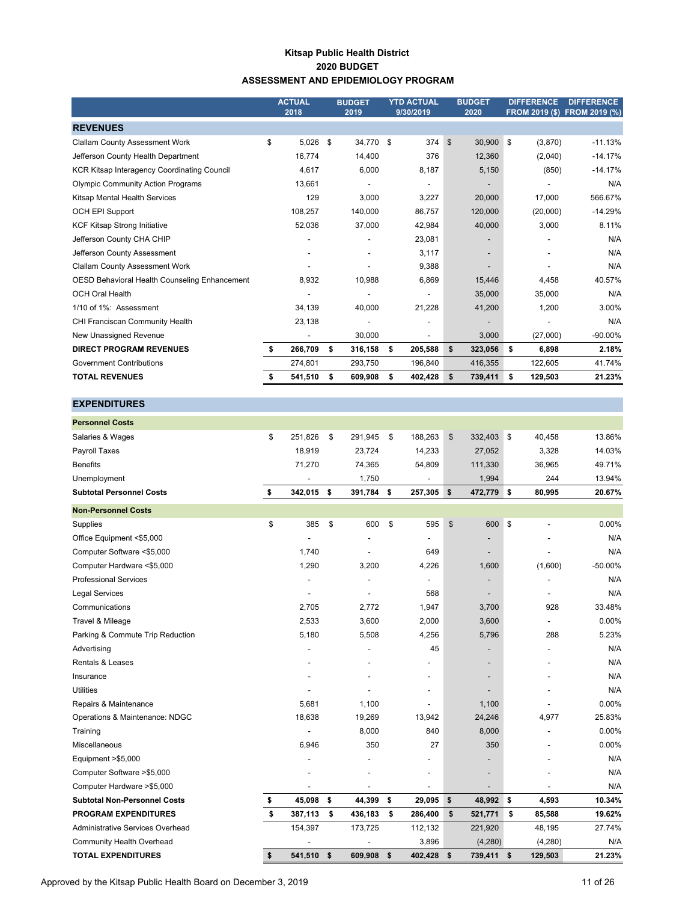# Kitsap Public Health District
## 2020 BUDGET
## ASSESSMENT AND EPIDEMIOLOGY PROGRAM

| | ACTUAL 2018 | BUDGET 2019 | YTD ACTUAL 9/30/2019 | BUDGET 2020 | DIFFERENCE FROM 2019 ($) | DIFFERENCE FROM 2019 (%) |
|---|---|---|---|---|---|---|
| **REVENUES** | | | | | | |
| Clallam County Assessment Work | $ 5,026 | $ 34,770 | $ 374 | $ 30,900 | $ (3,870) | -11.13% |
| Jefferson County Health Department | 16,774 | 14,400 | 376 | 12,360 | (2,040) | -14.17% |
| KCR Kitsap Interagency Coordinating Council | 4,617 | 6,000 | 8,187 | 5,150 | (850) | -14.17% |
| Olympic Community Action Programs | 13,661 | - | - | - | - | N/A |
| Kitsap Mental Health Services | 129 | 3,000 | 3,227 | 20,000 | 17,000 | 566.67% |
| OCH EPI Support | 108,257 | 140,000 | 86,757 | 120,000 | (20,000) | -14.29% |
| KCF Kitsap Strong Initiative | 52,036 | 37,000 | 42,984 | 40,000 | 3,000 | 8.11% |
| Jefferson County CHA CHIP | - | - | 23,081 | - | - | N/A |
| Jefferson County Assessment | - | - | 3,117 | - | - | N/A |
| Clallam County Assessment Work | - | - | 9,388 | - | - | N/A |
| OESD Behavioral Health Counseling Enhancement | 8,932 | 10,988 | 6,869 | 15,446 | 4,458 | 40.57% |
| OCH Oral Health | - | - | - | 35,000 | 35,000 | N/A |
| 1/10 of 1%: Assessment | 34,139 | 40,000 | 21,228 | 41,200 | 1,200 | 3.00% |
| CHI Franciscan Community Health | 23,138 | - | - | - | - | N/A |
| New Unassigned Revenue | - | 30,000 | - | 3,000 | (27,000) | -90.00% |
| **DIRECT PROGRAM REVENUES** | **$ 266,709** | **$ 316,158** | **$ 205,588** | **$ 323,056** | **$ 6,898** | **2.18%** |
| Government Contributions | 274,801 | 293,750 | 196,840 | 416,355 | 122,605 | 41.74% |
| **TOTAL REVENUES** | **$ 541,510** | **$ 609,908** | **$ 402,428** | **$ 739,411** | **$ 129,503** | **21.23%** |
| | | | | | | |
| **EXPENDITURES** | | | | | | |
| **Personnel Costs** | | | | | | |
| Salaries & Wages | $ 251,826 | $ 291,945 | $ 188,263 | $ 332,403 | $ 40,458 | 13.86% |
| Payroll Taxes | 18,919 | 23,724 | 14,233 | 27,052 | 3,328 | 14.03% |
| Benefits | 71,270 | 74,365 | 54,809 | 111,330 | 36,965 | 49.71% |
| Unemployment | - | 1,750 | - | 1,994 | 244 | 13.94% |
| **Subtotal Personnel Costs** | **$ 342,015** | **$ 391,784** | **$ 257,305** | **$ 472,779** | **$ 80,995** | **20.67%** |
| **Non-Personnel Costs** | | | | | | |
| Supplies | $ 385 | $ 600 | $ 595 | $ 600 | $ - | 0.00% |
| Office Equipment <$5,000 | - | - | - | - | - | N/A |
| Computer Software <$5,000 | 1,740 | - | 649 | - | - | N/A |
| Computer Hardware <$5,000 | 1,290 | 3,200 | 4,226 | 1,600 | (1,600) | -50.00% |
| Professional Services | - | - | - | - | - | N/A |
| Legal Services | - | - | 568 | - | - | N/A |
| Communications | 2,705 | 2,772 | 1,947 | 3,700 | 928 | 33.48% |
| Travel & Mileage | 2,533 | 3,600 | 2,000 | 3,600 | - | 0.00% |
| Parking & Commute Trip Reduction | 5,180 | 5,508 | 4,256 | 5,796 | 288 | 5.23% |
| Advertising | - | - | 45 | - | - | N/A |
| Rentals & Leases | - | - | - | - | - | N/A |
| Insurance | - | - | - | - | - | N/A |
| Utilities | - | - | - | - | - | N/A |
| Repairs & Maintenance | 5,681 | 1,100 | - | 1,100 | - | 0.00% |
| Operations & Maintenance: NDGC | 18,638 | 19,269 | 13,942 | 24,246 | 4,977 | 25.83% |
| Training | - | 8,000 | 840 | 8,000 | - | 0.00% |
| Miscellaneous | 6,946 | 350 | 27 | 350 | - | 0.00% |
| Equipment >$5,000 | - | - | - | - | - | N/A |
| Computer Software >$5,000 | - | - | - | - | - | N/A |
| Computer Hardware >$5,000 | - | - | - | - | - | N/A |
| **Subtotal Non-Personnel Costs** | **$ 45,098** | **$ 44,399** | **$ 29,095** | **$ 48,992** | **$ 4,593** | **10.34%** |
| **PROGRAM EXPENDITURES** | **$ 387,113** | **$ 436,183** | **$ 286,400** | **$ 521,771** | **$ 85,588** | **19.62%** |
| Administrative Services Overhead | 154,397 | 173,725 | 112,132 | 221,920 | 48,195 | 27.74% |
| Community Health Overhead | - | - | 3,896 | (4,280) | (4,280) | N/A |
| **TOTAL EXPENDITURES** | **$ 541,510** | **$ 609,908** | **$ 402,428** | **$ 739,411** | **$ 129,503** | **21.23%** |

Approved by the Kitsap Public Health Board on December 3, 2019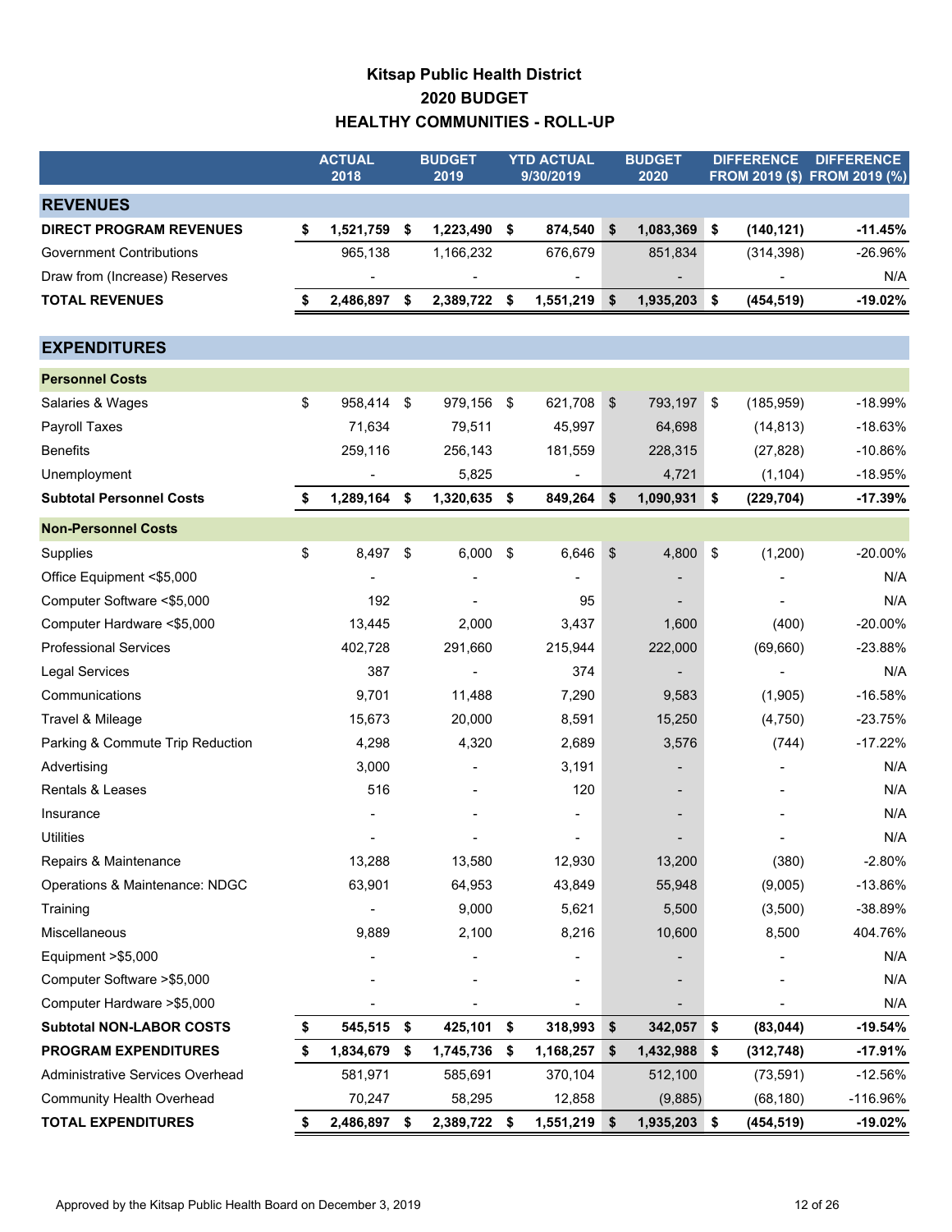# Kitsap Public Health District
## 2020 BUDGET
## HEALTHY COMMUNITIES - ROLL-UP

| | ACTUAL 2018 | BUDGET 2019 | YTD ACTUAL 9/30/2019 | BUDGET 2020 | DIFFERENCE FROM 2019 ($) | DIFFERENCE FROM 2019 (%) |
|---|---|---|---|---|---|---|
| **REVENUES** | | | | | | |
| **DIRECT PROGRAM REVENUES** | **$ 1,521,759** | **$ 1,223,490** | **$ 874,540** | **$ 1,083,369** | **$ (140,121)** | **-11.45%** |
| Government Contributions | 965,138 | 1,166,232 | 676,679 | 851,834 | (314,398) | -26.96% |
| Draw from (Increase) Reserves | - | - | - | - | - | N/A |
| **TOTAL REVENUES** | **$ 2,486,897** | **$ 2,389,722** | **$ 1,551,219** | **$ 1,935,203** | **$ (454,519)** | **-19.02%** |
| **EXPENDITURES** | | | | | | |
| **Personnel Costs** | | | | | | |
| Salaries & Wages | $ 958,414 | $ 979,156 | $ 621,708 | $ 793,197 | $ (185,959) | -18.99% |
| Payroll Taxes | 71,634 | 79,511 | 45,997 | 64,698 | (14,813) | -18.63% |
| Benefits | 259,116 | 256,143 | 181,559 | 228,315 | (27,828) | -10.86% |
| Unemployment | - | 5,825 | - | 4,721 | (1,104) | -18.95% |
| **Subtotal Personnel Costs** | **$ 1,289,164** | **$ 1,320,635** | **$ 849,264** | **$ 1,090,931** | **$ (229,704)** | **-17.39%** |
| **Non-Personnel Costs** | | | | | | |
| Supplies | $ 8,497 | $ 6,000 | $ 6,646 | $ 4,800 | $ (1,200) | -20.00% |
| Office Equipment <$5,000 | - | - | - | - | - | N/A |
| Computer Software <$5,000 | 192 | - | 95 | - | - | N/A |
| Computer Hardware <$5,000 | 13,445 | 2,000 | 3,437 | 1,600 | (400) | -20.00% |
| Professional Services | 402,728 | 291,660 | 215,944 | 222,000 | (69,660) | -23.88% |
| Legal Services | 387 | - | 374 | - | - | N/A |
| Communications | 9,701 | 11,488 | 7,290 | 9,583 | (1,905) | -16.58% |
| Travel & Mileage | 15,673 | 20,000 | 8,591 | 15,250 | (4,750) | -23.75% |
| Parking & Commute Trip Reduction | 4,298 | 4,320 | 2,689 | 3,576 | (744) | -17.22% |
| Advertising | 3,000 | - | 3,191 | - | - | N/A |
| Rentals & Leases | 516 | - | 120 | - | - | N/A |
| Insurance | - | - | - | - | - | N/A |
| Utilities | - | - | - | - | - | N/A |
| Repairs & Maintenance | 13,288 | 13,580 | 12,930 | 13,200 | (380) | -2.80% |
| Operations & Maintenance: NDGC | 63,901 | 64,953 | 43,849 | 55,948 | (9,005) | -13.86% |
| Training | - | 9,000 | 5,621 | 5,500 | (3,500) | -38.89% |
| Miscellaneous | 9,889 | 2,100 | 8,216 | 10,600 | 8,500 | 404.76% |
| Equipment >$5,000 | - | - | - | - | - | N/A |
| Computer Software >$5,000 | - | - | - | - | - | N/A |
| Computer Hardware >$5,000 | - | - | - | - | - | N/A |
| **Subtotal NON-LABOR COSTS** | **$ 545,515** | **$ 425,101** | **$ 318,993** | **$ 342,057** | **$ (83,044)** | **-19.54%** |
| **PROGRAM EXPENDITURES** | **$ 1,834,679** | **$ 1,745,736** | **$ 1,168,257** | **$ 1,432,988** | **$ (312,748)** | **-17.91%** |
| Administrative Services Overhead | 581,971 | 585,691 | 370,104 | 512,100 | (73,591) | -12.56% |
| Community Health Overhead | 70,247 | 58,295 | 12,858 | (9,885) | (68,180) | -116.96% |
| **TOTAL EXPENDITURES** | **$ 2,486,897** | **$ 2,389,722** | **$ 1,551,219** | **$ 1,935,203** | **$ (454,519)** | **-19.02%** |

Approved by the Kitsap Public Health Board on December 3, 2019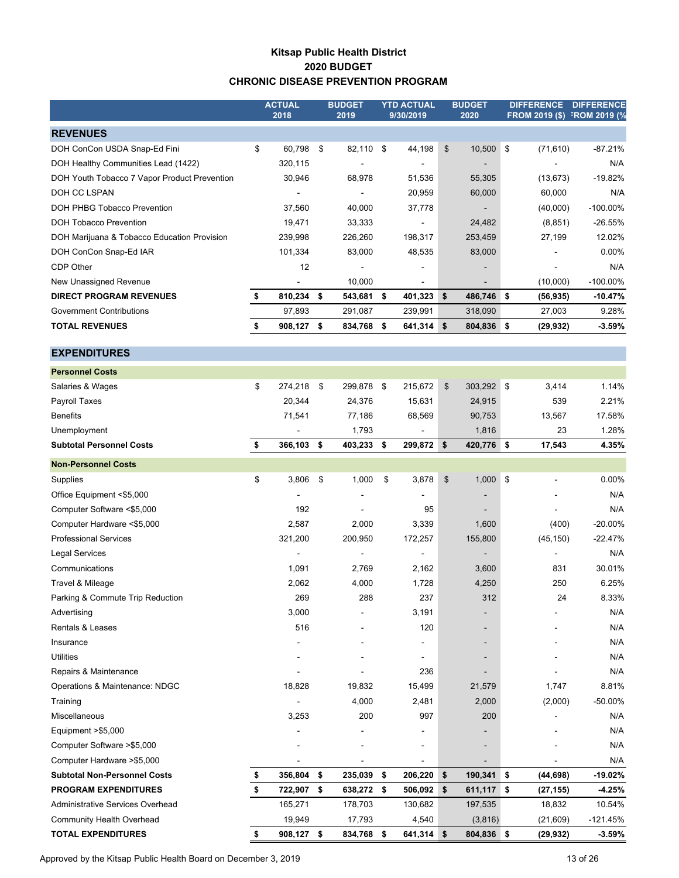# Kitsap Public Health District
## 2020 BUDGET
## CHRONIC DISEASE PREVENTION PROGRAM

| | ACTUAL 2018 | BUDGET 2019 | YTD ACTUAL 9/30/2019 | BUDGET 2020 | DIFFERENCE FROM 2019 ($) | DIFFERENCE FROM 2019 (%) |
|---|---|---|---|---|---|---|
| **REVENUES** | | | | | | |
| DOH ConCon USDA Snap-Ed Fini | $ 60,798 | $ 82,110 | $ 44,198 | $ 10,500 | $ (71,610) | -87.21% |
| DOH Healthy Communities Lead (1422) | 320,115 | - | - | - | - | N/A |
| DOH Youth Tobacco 7 Vapor Product Prevention | 30,946 | 68,978 | 51,536 | 55,305 | (13,673) | -19.82% |
| DOH CC LSPAN | - | - | 20,959 | 60,000 | 60,000 | N/A |
| DOH PHBG Tobacco Prevention | 37,560 | 40,000 | 37,778 | - | (40,000) | -100.00% |
| DOH Tobacco Prevention | 19,471 | 33,333 | - | 24,482 | (8,851) | -26.55% |
| DOH Marijuana & Tobacco Education Provision | 239,998 | 226,260 | 198,317 | 253,459 | 27,199 | 12.02% |
| DOH ConCon Snap-Ed IAR | 101,334 | 83,000 | 48,535 | 83,000 | - | 0.00% |
| CDP Other | 12 | - | - | - | - | N/A |
| New Unassigned Revenue | - | 10,000 | - | - | (10,000) | -100.00% |
| **DIRECT PROGRAM REVENUES** | **$ 810,234** | **$ 543,681** | **$ 401,323** | **$ 486,746** | **$ (56,935)** | **-10.47%** |
| Government Contributions | 97,893 | 291,087 | 239,991 | 318,090 | 27,003 | 9.28% |
| **TOTAL REVENUES** | **$ 908,127** | **$ 834,768** | **$ 641,314** | **$ 804,836** | **$ (29,932)** | **-3.59%** |
| **EXPENDITURES** | | | | | | |
| **Personnel Costs** | | | | | | |
| Salaries & Wages | $ 274,218 | $ 299,878 | $ 215,672 | $ 303,292 | $ 3,414 | 1.14% |
| Payroll Taxes | 20,344 | 24,376 | 15,631 | 24,915 | 539 | 2.21% |
| Benefits | 71,541 | 77,186 | 68,569 | 90,753 | 13,567 | 17.58% |
| Unemployment | - | 1,793 | - | 1,816 | 23 | 1.28% |
| **Subtotal Personnel Costs** | **$ 366,103** | **$ 403,233** | **$ 299,872** | **$ 420,776** | **$ 17,543** | **4.35%** |
| **Non-Personnel Costs** | | | | | | |
| Supplies | $ 3,806 | $ 1,000 | $ 3,878 | $ 1,000 | $ - | 0.00% |
| Office Equipment <$5,000 | - | - | - | - | - | N/A |
| Computer Software <$5,000 | 192 | - | 95 | - | - | N/A |
| Computer Hardware <$5,000 | 2,587 | 2,000 | 3,339 | 1,600 | (400) | -20.00% |
| Professional Services | 321,200 | 200,950 | 172,257 | 155,800 | (45,150) | -22.47% |
| Legal Services | - | - | - | - | - | N/A |
| Communications | 1,091 | 2,769 | 2,162 | 3,600 | 831 | 30.01% |
| Travel & Mileage | 2,062 | 4,000 | 1,728 | 4,250 | 250 | 6.25% |
| Parking & Commute Trip Reduction | 269 | 288 | 237 | 312 | 24 | 8.33% |
| Advertising | 3,000 | - | 3,191 | - | - | N/A |
| Rentals & Leases | 516 | - | 120 | - | - | N/A |
| Insurance | - | - | - | - | - | N/A |
| Utilities | - | - | - | - | - | N/A |
| Repairs & Maintenance | - | - | 236 | - | - | N/A |
| Operations & Maintenance: NDGC | 18,828 | 19,832 | 15,499 | 21,579 | 1,747 | 8.81% |
| Training | - | 4,000 | 2,481 | 2,000 | (2,000) | -50.00% |
| Miscellaneous | 3,253 | 200 | 997 | 200 | - | N/A |
| Equipment >$5,000 | - | - | - | - | - | N/A |
| Computer Software >$5,000 | - | - | - | - | - | N/A |
| Computer Hardware >$5,000 | - | - | - | - | - | N/A |
| **Subtotal Non-Personnel Costs** | **$ 356,804** | **$ 235,039** | **$ 206,220** | **$ 190,341** | **$ (44,698)** | **-19.02%** |
| **PROGRAM EXPENDITURES** | **$ 722,907** | **$ 638,272** | **$ 506,092** | **$ 611,117** | **$ (27,155)** | **-4.25%** |
| Administrative Services Overhead | 165,271 | 178,703 | 130,682 | 197,535 | 18,832 | 10.54% |
| Community Health Overhead | 19,949 | 17,793 | 4,540 | (3,816) | (21,609) | -121.45% |
| **TOTAL EXPENDITURES** | **$ 908,127** | **$ 834,768** | **$ 641,314** | **$ 804,836** | **$ (29,932)** | **-3.59%** |

Approved by the Kitsap Public Health Board on December 3, 2019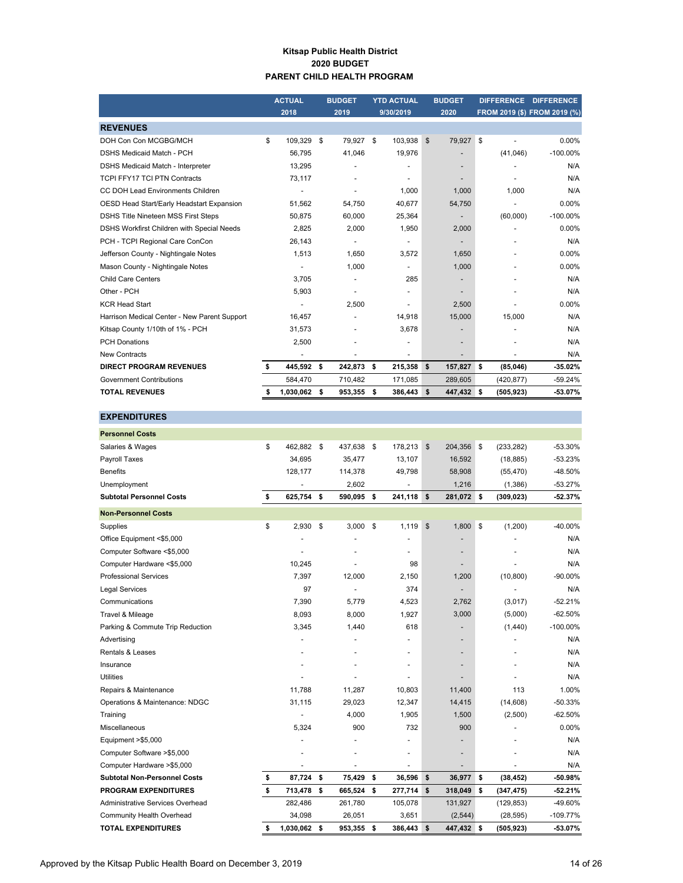**Kitsap Public Health District**
**2020 BUDGET**
**PARENT CHILD HEALTH PROGRAM**

| | ACTUAL 2018 | BUDGET 2019 | YTD ACTUAL 9/30/2019 | BUDGET 2020 | DIFFERENCE FROM 2019 ($) | DIFFERENCE FROM 2019 (%) |
|---|---|---|---|---|---|---|
| **REVENUES** | | | | | | |
| DOH Con Con MCGBG/MCH | $ 109,329 | $ 79,927 | $ 103,938 | $ 79,927 | $ - | 0.00% |
| DSHS Medicaid Match - PCH | 56,795 | 41,046 | 19,976 | - | (41,046) | -100.00% |
| DSHS Medicaid Match - Interpreter | 13,295 | - | - | - | - | N/A |
| TCPI FFY17 TCI PTN Contracts | 73,117 | - | - | - | - | N/A |
| CC DOH Lead Environments Children | - | - | 1,000 | 1,000 | 1,000 | N/A |
| OESD Head Start/Early Headstart Expansion | 51,562 | 54,750 | 40,677 | 54,750 | - | 0.00% |
| DSHS Title Nineteen MSS First Steps | 50,875 | 60,000 | 25,364 | - | (60,000) | -100.00% |
| DSHS Workfirst Children with Special Needs | 2,825 | 2,000 | 1,950 | 2,000 | - | 0.00% |
| PCH - TCPI Regional Care ConCon | 26,143 | - | - | - | - | N/A |
| Jefferson County - Nightingale Notes | 1,513 | 1,650 | 3,572 | 1,650 | - | 0.00% |
| Mason County - Nightingale Notes | - | 1,000 | - | 1,000 | - | 0.00% |
| Child Care Centers | 3,705 | - | 285 | - | - | N/A |
| Other - PCH | 5,903 | - | - | - | - | N/A |
| KCR Head Start | - | 2,500 | - | 2,500 | - | 0.00% |
| Harrison Medical Center - New Parent Support | 16,457 | - | 14,918 | 15,000 | 15,000 | N/A |
| Kitsap County 1/10th of 1% - PCH | 31,573 | - | 3,678 | - | - | N/A |
| PCH Donations | 2,500 | - | - | - | - | N/A |
| New Contracts | - | - | - | - | - | N/A |
| **DIRECT PROGRAM REVENUES** | **$ 445,592** | **$ 242,873** | **$ 215,358** | **$ 157,827** | **$ (85,046)** | **-35.02%** |
| Government Contributions | 584,470 | 710,482 | 171,085 | 289,605 | (420,877) | -59.24% |
| **TOTAL REVENUES** | **$ 1,030,062** | **$ 953,355** | **$ 386,443** | **$ 447,432** | **$ (505,923)** | **-53.07%** |
| **EXPENDITURES** | | | | | | |
| **Personnel Costs** | | | | | | |
| Salaries & Wages | $ 462,882 | $ 437,638 | $ 178,213 | $ 204,356 | $ (233,282) | -53.30% |
| Payroll Taxes | 34,695 | 35,477 | 13,107 | 16,592 | (18,885) | -53.23% |
| Benefits | 128,177 | 114,378 | 49,798 | 58,908 | (55,470) | -48.50% |
| Unemployment | - | 2,602 | - | 1,216 | (1,386) | -53.27% |
| **Subtotal Personnel Costs** | **$ 625,754** | **$ 590,095** | **$ 241,118** | **$ 281,072** | **$ (309,023)** | **-52.37%** |
| **Non-Personnel Costs** | | | | | | |
| Supplies | $ 2,930 | $ 3,000 | $ 1,119 | $ 1,800 | $ (1,200) | -40.00% |
| Office Equipment <$5,000 | - | - | - | - | - | N/A |
| Computer Software <$5,000 | - | - | - | - | - | N/A |
| Computer Hardware <$5,000 | 10,245 | - | 98 | - | - | N/A |
| Professional Services | 7,397 | 12,000 | 2,150 | 1,200 | (10,800) | -90.00% |
| Legal Services | 97 | - | 374 | - | - | N/A |
| Communications | 7,390 | 5,779 | 4,523 | 2,762 | (3,017) | -52.21% |
| Travel & Mileage | 8,093 | 8,000 | 1,927 | 3,000 | (5,000) | -62.50% |
| Parking & Commute Trip Reduction | 3,345 | 1,440 | 618 | - | (1,440) | -100.00% |
| Advertising | - | - | - | - | - | N/A |
| Rentals & Leases | - | - | - | - | - | N/A |
| Insurance | - | - | - | - | - | N/A |
| Utilities | - | - | - | - | - | N/A |
| Repairs & Maintenance | 11,788 | 11,287 | 10,803 | 11,400 | 113 | 1.00% |
| Operations & Maintenance: NDGC | 31,115 | 29,023 | 12,347 | 14,415 | (14,608) | -50.33% |
| Training | - | 4,000 | 1,905 | 1,500 | (2,500) | -62.50% |
| Miscellaneous | 5,324 | 900 | 732 | 900 | - | 0.00% |
| Equipment >$5,000 | - | - | - | - | - | N/A |
| Computer Software >$5,000 | - | - | - | - | - | N/A |
| Computer Hardware >$5,000 | - | - | - | - | - | N/A |
| **Subtotal Non-Personnel Costs** | **$ 87,724** | **$ 75,429** | **$ 36,596** | **$ 36,977** | **$ (38,452)** | **-50.98%** |
| **PROGRAM EXPENDITURES** | **$ 713,478** | **$ 665,524** | **$ 277,714** | **$ 318,049** | **$ (347,475)** | **-52.21%** |
| Administrative Services Overhead | 282,486 | 261,780 | 105,078 | 131,927 | (129,853) | -49.60% |
| Community Health Overhead | 34,098 | 26,051 | 3,651 | (2,544) | (28,595) | -109.77% |
| **TOTAL EXPENDITURES** | **$ 1,030,062** | **$ 953,355** | **$ 386,443** | **$ 447,432** | **$ (505,923)** | **-53.07%** |

Approved by the Kitsap Public Health Board on December 3, 2019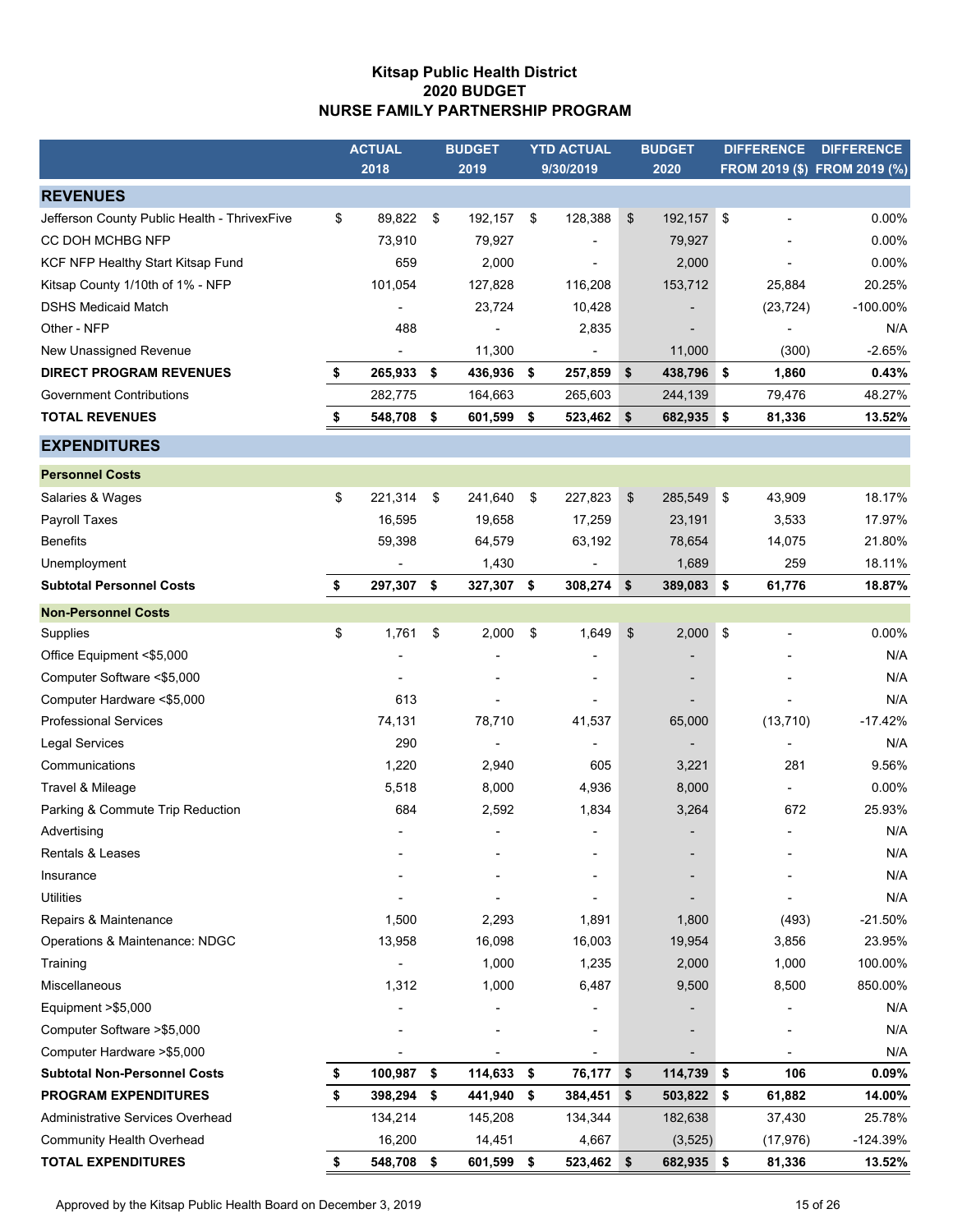# Kitsap Public Health District
## 2020 BUDGET
## NURSE FAMILY PARTNERSHIP PROGRAM

| | ACTUAL 2018 | BUDGET 2019 | YTD ACTUAL 9/30/2019 | BUDGET 2020 | DIFFERENCE FROM 2019 ($) | DIFFERENCE FROM 2019 (%) |
|---|---|---|---|---|---|---|
| **REVENUES** | | | | | | |
| Jefferson County Public Health - ThrivexFive | $ 89,822 | $ 192,157 | $ 128,388 | $ 192,157 | $ - | 0.00% |
| CC DOH MCHBG NFP | 73,910 | 79,927 | - | 79,927 | - | 0.00% |
| KCF NFP Healthy Start Kitsap Fund | 659 | 2,000 | - | 2,000 | - | 0.00% |
| Kitsap County 1/10th of 1% - NFP | 101,054 | 127,828 | 116,208 | 153,712 | 25,884 | 20.25% |
| DSHS Medicaid Match | - | 23,724 | 10,428 | - | (23,724) | -100.00% |
| Other - NFP | 488 | - | 2,835 | - | - | N/A |
| New Unassigned Revenue | - | 11,300 | - | 11,000 | (300) | -2.65% |
| **DIRECT PROGRAM REVENUES** | **$ 265,933** | **$ 436,936** | **$ 257,859** | **$ 438,796** | **$ 1,860** | **0.43%** |
| Government Contributions | 282,775 | 164,663 | 265,603 | 244,139 | 79,476 | 48.27% |
| **TOTAL REVENUES** | **$ 548,708** | **$ 601,599** | **$ 523,462** | **$ 682,935** | **$ 81,336** | **13.52%** |
| **EXPENDITURES** | | | | | | |
| **Personnel Costs** | | | | | | |
| Salaries & Wages | $ 221,314 | $ 241,640 | $ 227,823 | $ 285,549 | $ 43,909 | 18.17% |
| Payroll Taxes | 16,595 | 19,658 | 17,259 | 23,191 | 3,533 | 17.97% |
| Benefits | 59,398 | 64,579 | 63,192 | 78,654 | 14,075 | 21.80% |
| Unemployment | - | 1,430 | - | 1,689 | 259 | 18.11% |
| **Subtotal Personnel Costs** | **$ 297,307** | **$ 327,307** | **$ 308,274** | **$ 389,083** | **$ 61,776** | **18.87%** |
| **Non-Personnel Costs** | | | | | | |
| Supplies | $ 1,761 | $ 2,000 | $ 1,649 | $ 2,000 | $ - | 0.00% |
| Office Equipment <$5,000 | - | - | - | - | - | N/A |
| Computer Software <$5,000 | - | - | - | - | - | N/A |
| Computer Hardware <$5,000 | 613 | - | - | - | - | N/A |
| Professional Services | 74,131 | 78,710 | 41,537 | 65,000 | (13,710) | -17.42% |
| Legal Services | 290 | - | - | - | - | N/A |
| Communications | 1,220 | 2,940 | 605 | 3,221 | 281 | 9.56% |
| Travel & Mileage | 5,518 | 8,000 | 4,936 | 8,000 | - | 0.00% |
| Parking & Commute Trip Reduction | 684 | 2,592 | 1,834 | 3,264 | 672 | 25.93% |
| Advertising | - | - | - | - | - | N/A |
| Rentals & Leases | - | - | - | - | - | N/A |
| Insurance | - | - | - | - | - | N/A |
| Utilities | - | - | - | - | - | N/A |
| Repairs & Maintenance | 1,500 | 2,293 | 1,891 | 1,800 | (493) | -21.50% |
| Operations & Maintenance: NDGC | 13,958 | 16,098 | 16,003 | 19,954 | 3,856 | 23.95% |
| Training | - | 1,000 | 1,235 | 2,000 | 1,000 | 100.00% |
| Miscellaneous | 1,312 | 1,000 | 6,487 | 9,500 | 8,500 | 850.00% |
| Equipment >$5,000 | - | - | - | - | - | N/A |
| Computer Software >$5,000 | - | - | - | - | - | N/A |
| Computer Hardware >$5,000 | - | - | - | - | - | N/A |
| **Subtotal Non-Personnel Costs** | **$ 100,987** | **$ 114,633** | **$ 76,177** | **$ 114,739** | **$ 106** | **0.09%** |
| **PROGRAM EXPENDITURES** | **$ 398,294** | **$ 441,940** | **$ 384,451** | **$ 503,822** | **$ 61,882** | **14.00%** |
| Administrative Services Overhead | 134,214 | 145,208 | 134,344 | 182,638 | 37,430 | 25.78% |
| Community Health Overhead | 16,200 | 14,451 | 4,667 | (3,525) | (17,976) | -124.39% |
| **TOTAL EXPENDITURES** | **$ 548,708** | **$ 601,599** | **$ 523,462** | **$ 682,935** | **$ 81,336** | **13.52%** |

Approved by the Kitsap Public Health Board on December 3, 2019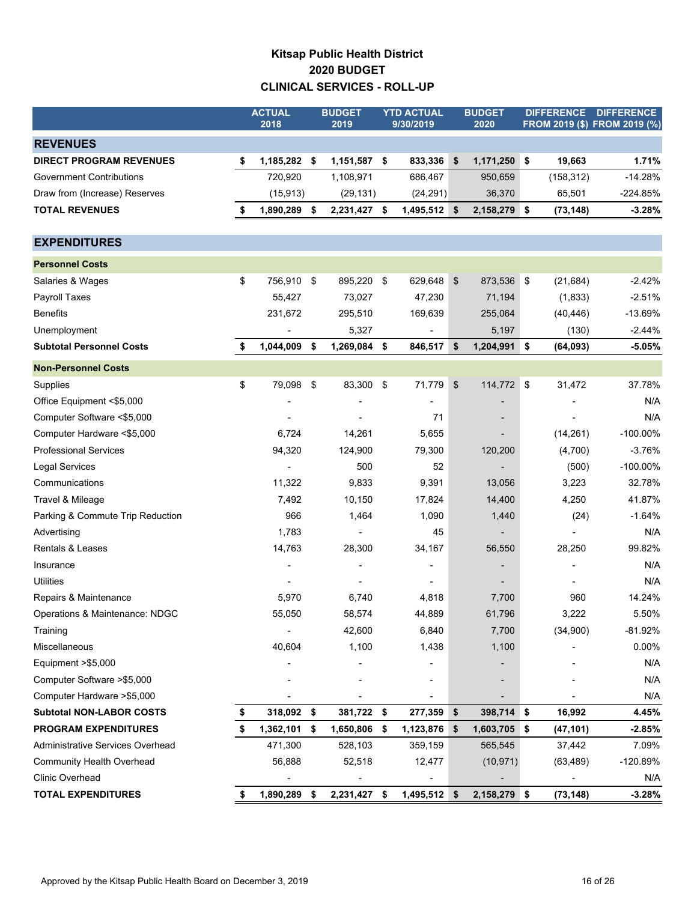# Kitsap Public Health District
## 2020 BUDGET
## CLINICAL SERVICES - ROLL-UP

| | ACTUAL 2018 | BUDGET 2019 | YTD ACTUAL 9/30/2019 | BUDGET 2020 | DIFFERENCE FROM 2019 ($) | DIFFERENCE FROM 2019 (%) |
|---|---|---|---|---|---|---|
| **REVENUES** | | | | | | |
| **DIRECT PROGRAM REVENUES** | **$ 1,185,282** | **$ 1,151,587** | **$ 833,336** | **$ 1,171,250** | **$ 19,663** | **1.71%** |
| Government Contributions | 720,920 | 1,108,971 | 686,467 | 950,659 | (158,312) | -14.28% |
| Draw from (Increase) Reserves | (15,913) | (29,131) | (24,291) | 36,370 | 65,501 | -224.85% |
| **TOTAL REVENUES** | **$ 1,890,289** | **$ 2,231,427** | **$ 1,495,512** | **$ 2,158,279** | **$ (73,148)** | **-3.28%** |
| **EXPENDITURES** | | | | | | |
| **Personnel Costs** | | | | | | |
| Salaries & Wages | $ 756,910 | $ 895,220 | $ 629,648 | $ 873,536 | $ (21,684) | -2.42% |
| Payroll Taxes | 55,427 | 73,027 | 47,230 | 71,194 | (1,833) | -2.51% |
| Benefits | 231,672 | 295,510 | 169,639 | 255,064 | (40,446) | -13.69% |
| Unemployment | - | 5,327 | - | 5,197 | (130) | -2.44% |
| **Subtotal Personnel Costs** | **$ 1,044,009** | **$ 1,269,084** | **$ 846,517** | **$ 1,204,991** | **$ (64,093)** | **-5.05%** |
| **Non-Personnel Costs** | | | | | | |
| Supplies | $ 79,098 | $ 83,300 | $ 71,779 | $ 114,772 | $ 31,472 | 37.78% |
| Office Equipment <$5,000 | - | - | - | - | - | N/A |
| Computer Software <$5,000 | - | - | 71 | - | - | N/A |
| Computer Hardware <$5,000 | 6,724 | 14,261 | 5,655 | - | (14,261) | -100.00% |
| Professional Services | 94,320 | 124,900 | 79,300 | 120,200 | (4,700) | -3.76% |
| Legal Services | - | 500 | 52 | - | (500) | -100.00% |
| Communications | 11,322 | 9,833 | 9,391 | 13,056 | 3,223 | 32.78% |
| Travel & Mileage | 7,492 | 10,150 | 17,824 | 14,400 | 4,250 | 41.87% |
| Parking & Commute Trip Reduction | 966 | 1,464 | 1,090 | 1,440 | (24) | -1.64% |
| Advertising | 1,783 | - | 45 | - | - | N/A |
| Rentals & Leases | 14,763 | 28,300 | 34,167 | 56,550 | 28,250 | 99.82% |
| Insurance | - | - | - | - | - | N/A |
| Utilities | - | - | - | - | - | N/A |
| Repairs & Maintenance | 5,970 | 6,740 | 4,818 | 7,700 | 960 | 14.24% |
| Operations & Maintenance: NDGC | 55,050 | 58,574 | 44,889 | 61,796 | 3,222 | 5.50% |
| Training | - | 42,600 | 6,840 | 7,700 | (34,900) | -81.92% |
| Miscellaneous | 40,604 | 1,100 | 1,438 | 1,100 | - | 0.00% |
| Equipment >$5,000 | - | - | - | - | - | N/A |
| Computer Software >$5,000 | - | - | - | - | - | N/A |
| Computer Hardware >$5,000 | - | - | - | - | - | N/A |
| **Subtotal NON-LABOR COSTS** | **$ 318,092** | **$ 381,722** | **$ 277,359** | **$ 398,714** | **$ 16,992** | **4.45%** |
| **PROGRAM EXPENDITURES** | **$ 1,362,101** | **$ 1,650,806** | **$ 1,123,876** | **$ 1,603,705** | **$ (47,101)** | **-2.85%** |
| Administrative Services Overhead | 471,300 | 528,103 | 359,159 | 565,545 | 37,442 | 7.09% |
| Community Health Overhead | 56,888 | 52,518 | 12,477 | (10,971) | (63,489) | -120.89% |
| Clinic Overhead | - | - | - | - | - | N/A |
| **TOTAL EXPENDITURES** | **$ 1,890,289** | **$ 2,231,427** | **$ 1,495,512** | **$ 2,158,279** | **$ (73,148)** | **-3.28%** |

Approved by the Kitsap Public Health Board on December 3, 2019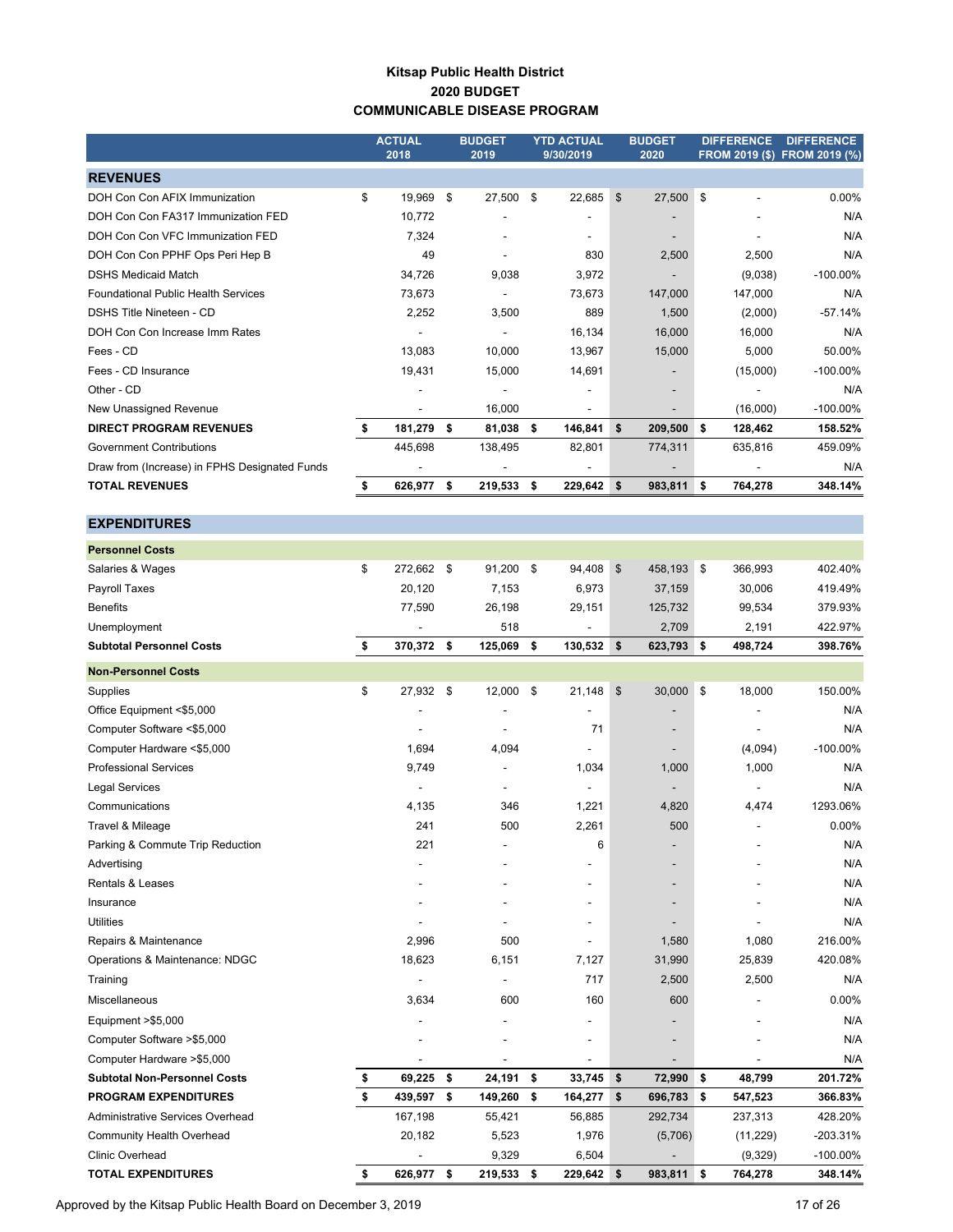# Kitsap Public Health District
## 2020 BUDGET
## COMMUNICABLE DISEASE PROGRAM

| | ACTUAL 2018 | BUDGET 2019 | YTD ACTUAL 9/30/2019 | BUDGET 2020 | DIFFERENCE FROM 2019 ($) | DIFFERENCE FROM 2019 (%) |
|---|---|---|---|---|---|---|
| **REVENUES** | | | | | | |
| DOH Con Con AFIX Immunization | $ 19,969 | $ 27,500 | $ 22,685 | $ 27,500 | $ - | 0.00% |
| DOH Con Con FA317 Immunization FED | 10,772 | - | - | - | - | N/A |
| DOH Con Con VFC Immunization FED | 7,324 | - | - | - | - | N/A |
| DOH Con Con PPHF Ops Peri Hep B | 49 | - | 830 | 2,500 | 2,500 | N/A |
| DSHS Medicaid Match | 34,726 | 9,038 | 3,972 | - | (9,038) | -100.00% |
| Foundational Public Health Services | 73,673 | - | 73,673 | 147,000 | 147,000 | N/A |
| DSHS Title Nineteen - CD | 2,252 | 3,500 | 889 | 1,500 | (2,000) | -57.14% |
| DOH Con Con Increase Imm Rates | - | - | 16,134 | 16,000 | 16,000 | N/A |
| Fees - CD | 13,083 | 10,000 | 13,967 | 15,000 | 5,000 | 50.00% |
| Fees - CD Insurance | 19,431 | 15,000 | 14,691 | - | (15,000) | -100.00% |
| Other - CD | - | - | - | - | - | N/A |
| New Unassigned Revenue | - | 16,000 | - | - | (16,000) | -100.00% |
| **DIRECT PROGRAM REVENUES** | **$ 181,279** | **$ 81,038** | **$ 146,841** | **$ 209,500** | **$ 128,462** | **158.52%** |
| Government Contributions | 445,698 | 138,495 | 82,801 | 774,311 | 635,816 | 459.09% |
| Draw from (Increase) in FPHS Designated Funds | - | - | - | - | - | N/A |
| **TOTAL REVENUES** | **$ 626,977** | **$ 219,533** | **$ 229,642** | **$ 983,811** | **$ 764,278** | **348.14%** |
| **EXPENDITURES** | | | | | | |
| **Personnel Costs** | | | | | | |
| Salaries & Wages | $ 272,662 | $ 91,200 | $ 94,408 | $ 458,193 | $ 366,993 | 402.40% |
| Payroll Taxes | 20,120 | 7,153 | 6,973 | 37,159 | 30,006 | 419.49% |
| Benefits | 77,590 | 26,198 | 29,151 | 125,732 | 99,534 | 379.93% |
| Unemployment | - | 518 | - | 2,709 | 2,191 | 422.97% |
| **Subtotal Personnel Costs** | **$ 370,372** | **$ 125,069** | **$ 130,532** | **$ 623,793** | **$ 498,724** | **398.76%** |
| **Non-Personnel Costs** | | | | | | |
| Supplies | $ 27,932 | $ 12,000 | $ 21,148 | $ 30,000 | $ 18,000 | 150.00% |
| Office Equipment <$5,000 | - | - | - | - | - | N/A |
| Computer Software <$5,000 | - | - | 71 | - | - | N/A |
| Computer Hardware <$5,000 | 1,694 | 4,094 | - | - | (4,094) | -100.00% |
| Professional Services | 9,749 | - | 1,034 | 1,000 | 1,000 | N/A |
| Legal Services | - | - | - | - | - | N/A |
| Communications | 4,135 | 346 | 1,221 | 4,820 | 4,474 | 1293.06% |
| Travel & Mileage | 241 | 500 | 2,261 | 500 | - | 0.00% |
| Parking & Commute Trip Reduction | 221 | - | 6 | - | - | N/A |
| Advertising | - | - | - | - | - | N/A |
| Rentals & Leases | - | - | - | - | - | N/A |
| Insurance | - | - | - | - | - | N/A |
| Utilities | - | - | - | - | - | N/A |
| Repairs & Maintenance | 2,996 | 500 | - | 1,580 | 1,080 | 216.00% |
| Operations & Maintenance: NDGC | 18,623 | 6,151 | 7,127 | 31,990 | 25,839 | 420.08% |
| Training | - | - | 717 | 2,500 | 2,500 | N/A |
| Miscellaneous | 3,634 | 600 | 160 | 600 | - | 0.00% |
| Equipment >$5,000 | - | - | - | - | - | N/A |
| Computer Software >$5,000 | - | - | - | - | - | N/A |
| Computer Hardware >$5,000 | - | - | - | - | - | N/A |
| **Subtotal Non-Personnel Costs** | **$ 69,225** | **$ 24,191** | **$ 33,745** | **$ 72,990** | **$ 48,799** | **201.72%** |
| **PROGRAM EXPENDITURES** | **$ 439,597** | **$ 149,260** | **$ 164,277** | **$ 696,783** | **$ 547,523** | **366.83%** |
| Administrative Services Overhead | 167,198 | 55,421 | 56,885 | 292,734 | 237,313 | 428.20% |
| Community Health Overhead | 20,182 | 5,523 | 1,976 | (5,706) | (11,229) | -203.31% |
| Clinic Overhead | - | 9,329 | 6,504 | - | (9,329) | -100.00% |
| **TOTAL EXPENDITURES** | **$ 626,977** | **$ 219,533** | **$ 229,642** | **$ 983,811** | **$ 764,278** | **348.14%** |

Approved by the Kitsap Public Health Board on December 3, 2019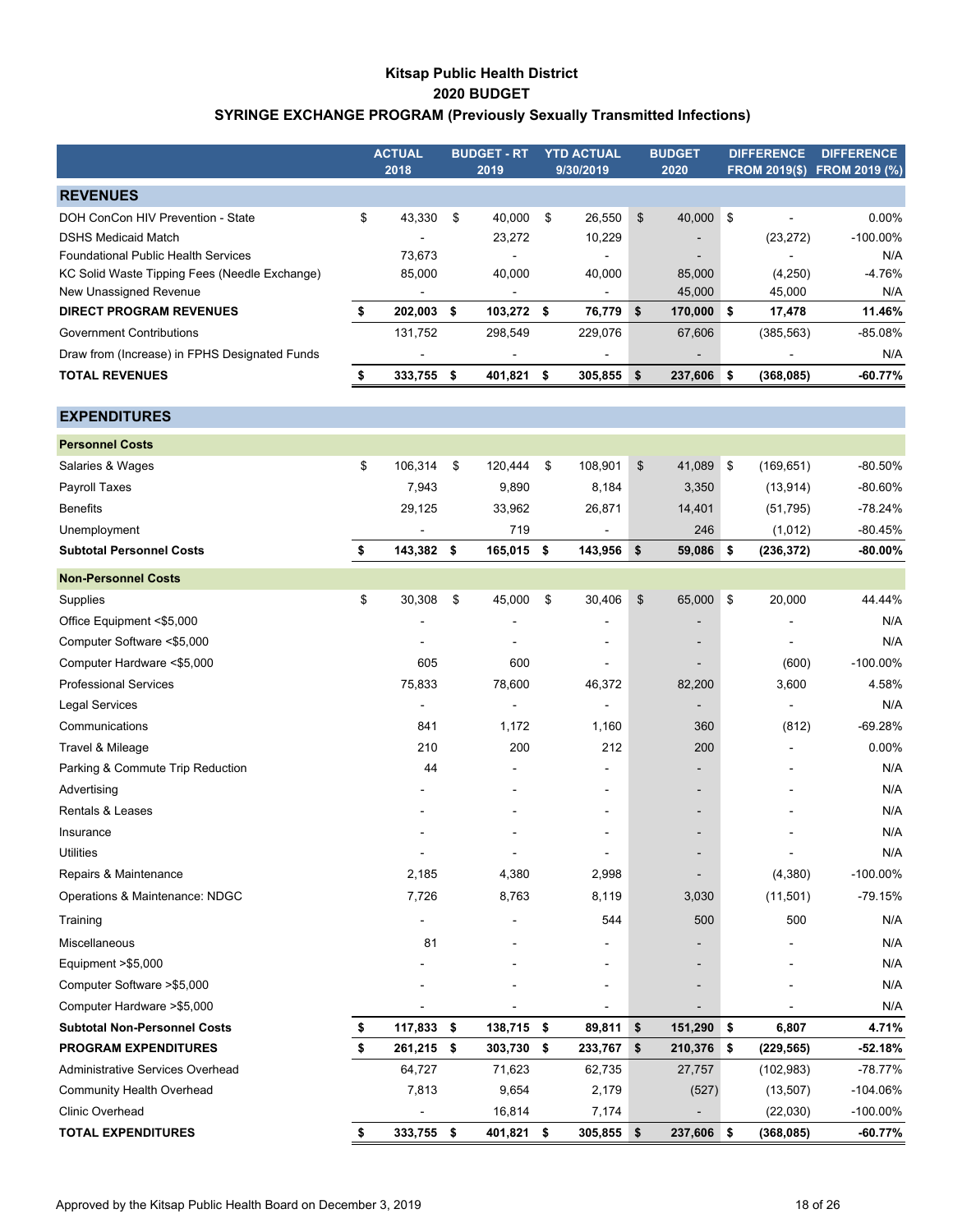# Kitsap Public Health District
## 2020 BUDGET
## SYRINGE EXCHANGE PROGRAM (Previously Sexually Transmitted Infections)

| | ACTUAL 2018 | BUDGET - RT 2019 | YTD ACTUAL 9/30/2019 | BUDGET 2020 | DIFFERENCE FROM 2019($) | DIFFERENCE FROM 2019 (%) |
|---|---|---|---|---|---|---|
| **REVENUES** | | | | | | |
| DOH ConCon HIV Prevention - State | $ 43,330 | $ 40,000 | $ 26,550 | $ 40,000 | $ - | 0.00% |
| DSHS Medicaid Match | - | 23,272 | 10,229 | - | (23,272) | -100.00% |
| Foundational Public Health Services | 73,673 | - | - | - | - | N/A |
| KC Solid Waste Tipping Fees (Needle Exchange) | 85,000 | 40,000 | 40,000 | 85,000 | (4,250) | -4.76% |
| New Unassigned Revenue | - | - | - | 45,000 | 45,000 | N/A |
| **DIRECT PROGRAM REVENUES** | **$ 202,003** | **$ 103,272** | **$ 76,779** | **$ 170,000** | **$ 17,478** | **11.46%** |
| Government Contributions | 131,752 | 298,549 | 229,076 | 67,606 | (385,563) | -85.08% |
| Draw from (Increase) in FPHS Designated Funds | - | - | - | - | - | N/A |
| **TOTAL REVENUES** | **$ 333,755** | **$ 401,821** | **$ 305,855** | **$ 237,606** | **$ (368,085)** | **-60.77%** |
| **EXPENDITURES** | | | | | | |
| **Personnel Costs** | | | | | | |
| Salaries & Wages | $ 106,314 | $ 120,444 | $ 108,901 | $ 41,089 | $ (169,651) | -80.50% |
| Payroll Taxes | 7,943 | 9,890 | 8,184 | 3,350 | (13,914) | -80.60% |
| Benefits | 29,125 | 33,962 | 26,871 | 14,401 | (51,795) | -78.24% |
| Unemployment | - | 719 | - | 246 | (1,012) | -80.45% |
| **Subtotal Personnel Costs** | **$ 143,382** | **$ 165,015** | **$ 143,956** | **$ 59,086** | **$ (236,372)** | **-80.00%** |
| **Non-Personnel Costs** | | | | | | |
| Supplies | $ 30,308 | $ 45,000 | $ 30,406 | $ 65,000 | $ 20,000 | 44.44% |
| Office Equipment <$5,000 | - | - | - | - | - | N/A |
| Computer Software <$5,000 | - | - | - | - | - | N/A |
| Computer Hardware <$5,000 | 605 | 600 | - | - | (600) | -100.00% |
| Professional Services | 75,833 | 78,600 | 46,372 | 82,200 | 3,600 | 4.58% |
| Legal Services | - | - | - | - | - | N/A |
| Communications | 841 | 1,172 | 1,160 | 360 | (812) | -69.28% |
| Travel & Mileage | 210 | 200 | 212 | 200 | - | 0.00% |
| Parking & Commute Trip Reduction | 44 | - | - | - | - | N/A |
| Advertising | - | - | - | - | - | N/A |
| Rentals & Leases | - | - | - | - | - | N/A |
| Insurance | - | - | - | - | - | N/A |
| Utilities | - | - | - | - | - | N/A |
| Repairs & Maintenance | 2,185 | 4,380 | 2,998 | - | (4,380) | -100.00% |
| Operations & Maintenance: NDGC | 7,726 | 8,763 | 8,119 | 3,030 | (11,501) | -79.15% |
| Training | - | - | 544 | 500 | 500 | N/A |
| Miscellaneous | 81 | - | - | - | - | N/A |
| Equipment >$5,000 | - | - | - | - | - | N/A |
| Computer Software >$5,000 | - | - | - | - | - | N/A |
| Computer Hardware >$5,000 | - | - | - | - | - | N/A |
| **Subtotal Non-Personnel Costs** | **$ 117,833** | **$ 138,715** | **$ 89,811** | **$ 151,290** | **$ 6,807** | **4.71%** |
| **PROGRAM EXPENDITURES** | **$ 261,215** | **$ 303,730** | **$ 233,767** | **$ 210,376** | **$ (229,565)** | **-52.18%** |
| Administrative Services Overhead | 64,727 | 71,623 | 62,735 | 27,757 | (102,983) | -78.77% |
| Community Health Overhead | 7,813 | 9,654 | 2,179 | (527) | (13,507) | -104.06% |
| Clinic Overhead | - | 16,814 | 7,174 | - | (22,030) | -100.00% |
| **TOTAL EXPENDITURES** | **$ 333,755** | **$ 401,821** | **$ 305,855** | **$ 237,606** | **$ (368,085)** | **-60.77%** |

Approved by the Kitsap Public Health Board on December 3, 2019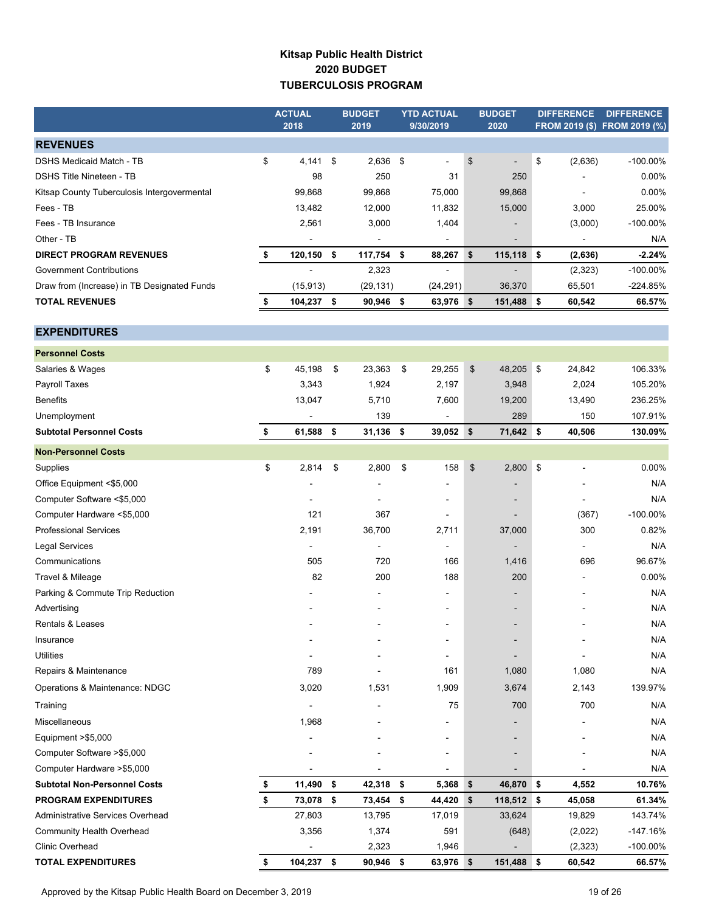# Kitsap Public Health District
## 2020 BUDGET
## TUBERCULOSIS PROGRAM

| | ACTUAL 2018 | BUDGET 2019 | YTD ACTUAL 9/30/2019 | BUDGET 2020 | DIFFERENCE FROM 2019 ($) | DIFFERENCE FROM 2019 (%) |
|---|---|---|---|---|---|---|
| **REVENUES** | | | | | | |
| DSHS Medicaid Match - TB | $ 4,141 | $ 2,636 | $ - | $ - | $ (2,636) | -100.00% |
| DSHS Title Nineteen - TB | 98 | 250 | 31 | 250 | - | 0.00% |
| Kitsap County Tuberculosis Intergovermental | 99,868 | 99,868 | 75,000 | 99,868 | - | 0.00% |
| Fees - TB | 13,482 | 12,000 | 11,832 | 15,000 | 3,000 | 25.00% |
| Fees - TB Insurance | 2,561 | 3,000 | 1,404 | - | (3,000) | -100.00% |
| Other - TB | - | - | - | - | - | N/A |
| **DIRECT PROGRAM REVENUES** | **$ 120,150** | **$ 117,754** | **$ 88,267** | **$ 115,118** | **$ (2,636)** | **-2.24%** |
| Government Contributions | - | 2,323 | - | - | (2,323) | -100.00% |
| Draw from (Increase) in TB Designated Funds | (15,913) | (29,131) | (24,291) | 36,370 | 65,501 | -224.85% |
| **TOTAL REVENUES** | **$ 104,237** | **$ 90,946** | **$ 63,976** | **$ 151,488** | **$ 60,542** | **66.57%** |
| **EXPENDITURES** | | | | | | |
| **Personnel Costs** | | | | | | |
| Salaries & Wages | $ 45,198 | $ 23,363 | $ 29,255 | $ 48,205 | $ 24,842 | 106.33% |
| Payroll Taxes | 3,343 | 1,924 | 2,197 | 3,948 | 2,024 | 105.20% |
| Benefits | 13,047 | 5,710 | 7,600 | 19,200 | 13,490 | 236.25% |
| Unemployment | - | 139 | - | 289 | 150 | 107.91% |
| **Subtotal Personnel Costs** | **$ 61,588** | **$ 31,136** | **$ 39,052** | **$ 71,642** | **$ 40,506** | **130.09%** |
| **Non-Personnel Costs** | | | | | | |
| Supplies | $ 2,814 | $ 2,800 | $ 158 | $ 2,800 | $ - | 0.00% |
| Office Equipment <$5,000 | - | - | - | - | - | N/A |
| Computer Software <$5,000 | - | - | - | - | - | N/A |
| Computer Hardware <$5,000 | 121 | 367 | - | - | (367) | -100.00% |
| Professional Services | 2,191 | 36,700 | 2,711 | 37,000 | 300 | 0.82% |
| Legal Services | - | - | - | - | - | N/A |
| Communications | 505 | 720 | 166 | 1,416 | 696 | 96.67% |
| Travel & Mileage | 82 | 200 | 188 | 200 | - | 0.00% |
| Parking & Commute Trip Reduction | - | - | - | - | - | N/A |
| Advertising | - | - | - | - | - | N/A |
| Rentals & Leases | - | - | - | - | - | N/A |
| Insurance | - | - | - | - | - | N/A |
| Utilities | - | - | - | - | - | N/A |
| Repairs & Maintenance | 789 | - | 161 | 1,080 | 1,080 | N/A |
| Operations & Maintenance: NDGC | 3,020 | 1,531 | 1,909 | 3,674 | 2,143 | 139.97% |
| Training | - | - | 75 | 700 | 700 | N/A |
| Miscellaneous | 1,968 | - | - | - | - | N/A |
| Equipment >$5,000 | - | - | - | - | - | N/A |
| Computer Software >$5,000 | - | - | - | - | - | N/A |
| Computer Hardware >$5,000 | - | - | - | - | - | N/A |
| **Subtotal Non-Personnel Costs** | **$ 11,490** | **$ 42,318** | **$ 5,368** | **$ 46,870** | **$ 4,552** | **10.76%** |
| **PROGRAM EXPENDITURES** | **$ 73,078** | **$ 73,454** | **$ 44,420** | **$ 118,512** | **$ 45,058** | **61.34%** |
| Administrative Services Overhead | 27,803 | 13,795 | 17,019 | 33,624 | 19,829 | 143.74% |
| Community Health Overhead | 3,356 | 1,374 | 591 | (648) | (2,022) | -147.16% |
| Clinic Overhead | - | 2,323 | 1,946 | - | (2,323) | -100.00% |
| **TOTAL EXPENDITURES** | **$ 104,237** | **$ 90,946** | **$ 63,976** | **$ 151,488** | **$ 60,542** | **66.57%** |

Approved by the Kitsap Public Health Board on December 3, 2019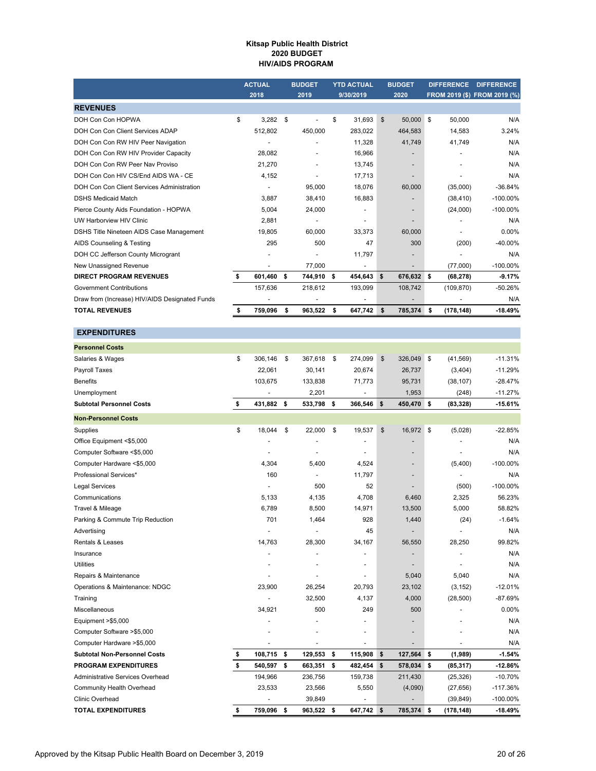**Kitsap Public Health District**
**2020 BUDGET**
**HIV/AIDS PROGRAM**

| | ACTUAL 2018 | BUDGET 2019 | YTD ACTUAL 9/30/2019 | BUDGET 2020 | DIFFERENCE FROM 2019 ($) | DIFFERENCE FROM 2019 (%) |
|---|---|---|---|---|---|---|
| **REVENUES** | | | | | | |
| DOH Con Con HOPWA | $ 3,282 | $ - | $ 31,693 | $ 50,000 | $ 50,000 | N/A |
| DOH Con Con Client Services ADAP | 512,802 | 450,000 | 283,022 | 464,583 | 14,583 | 3.24% |
| DOH Con Con RW HIV Peer Navigation | - | - | 11,328 | 41,749 | 41,749 | N/A |
| DOH Con Con RW HIV Provider Capacity | 28,082 | - | 16,966 | - | - | N/A |
| DOH Con Con RW Peer Nav Proviso | 21,270 | - | 13,745 | - | - | N/A |
| DOH Con Con HIV CS/End AIDS WA - CE | 4,152 | - | 17,713 | - | - | N/A |
| DOH Con Con Client Services Administration | - | 95,000 | 18,076 | 60,000 | (35,000) | -36.84% |
| DSHS Medicaid Match | 3,887 | 38,410 | 16,883 | - | (38,410) | -100.00% |
| Pierce County Aids Foundation - HOPWA | 5,004 | 24,000 | - | - | (24,000) | -100.00% |
| UW Harborview HIV Clinic | 2,881 | - | - | - | - | N/A |
| DSHS Title Nineteen AIDS Case Management | 19,805 | 60,000 | 33,373 | 60,000 | - | 0.00% |
| AIDS Counseling & Testing | 295 | 500 | 47 | 300 | (200) | -40.00% |
| DOH CC Jefferson County Microgrant | - | - | 11,797 | - | - | N/A |
| New Unassigned Revenue | - | 77,000 | - | - | (77,000) | -100.00% |
| **DIRECT PROGRAM REVENUES** | **$ 601,460** | **$ 744,910** | **$ 454,643** | **$ 676,632** | **$ (68,278)** | **-9.17%** |
| Government Contributions | 157,636 | 218,612 | 193,099 | 108,742 | (109,870) | -50.26% |
| Draw from (Increase) HIV/AIDS Designated Funds | - | - | - | - | - | N/A |
| **TOTAL REVENUES** | **$ 759,096** | **$ 963,522** | **$ 647,742** | **$ 785,374** | **$ (178,148)** | **-18.49%** |
| **EXPENDITURES** | | | | | | |
| **Personnel Costs** | | | | | | |
| Salaries & Wages | $ 306,146 | $ 367,618 | $ 274,099 | $ 326,049 | $ (41,569) | -11.31% |
| Payroll Taxes | 22,061 | 30,141 | 20,674 | 26,737 | (3,404) | -11.29% |
| Benefits | 103,675 | 133,838 | 71,773 | 95,731 | (38,107) | -28.47% |
| Unemployment | - | 2,201 | - | 1,953 | (248) | -11.27% |
| **Subtotal Personnel Costs** | **$ 431,882** | **$ 533,798** | **$ 366,546** | **$ 450,470** | **$ (83,328)** | **-15.61%** |
| **Non-Personnel Costs** | | | | | | |
| Supplies | $ 18,044 | $ 22,000 | $ 19,537 | $ 16,972 | $ (5,028) | -22.85% |
| Office Equipment <$5,000 | - | - | - | - | - | N/A |
| Computer Software <$5,000 | - | - | - | - | - | N/A |
| Computer Hardware <$5,000 | 4,304 | 5,400 | 4,524 | - | (5,400) | -100.00% |
| Professional Services* | 160 | - | 11,797 | - | - | N/A |
| Legal Services | - | 500 | 52 | - | (500) | -100.00% |
| Communications | 5,133 | 4,135 | 4,708 | 6,460 | 2,325 | 56.23% |
| Travel & Mileage | 6,789 | 8,500 | 14,971 | 13,500 | 5,000 | 58.82% |
| Parking & Commute Trip Reduction | 701 | 1,464 | 928 | 1,440 | (24) | -1.64% |
| Advertising | - | - | 45 | - | - | N/A |
| Rentals & Leases | 14,763 | 28,300 | 34,167 | 56,550 | 28,250 | 99.82% |
| Insurance | - | - | - | - | - | N/A |
| Utilities | - | - | - | - | - | N/A |
| Repairs & Maintenance | - | - | - | 5,040 | 5,040 | N/A |
| Operations & Maintenance: NDGC | 23,900 | 26,254 | 20,793 | 23,102 | (3,152) | -12.01% |
| Training | - | 32,500 | 4,137 | 4,000 | (28,500) | -87.69% |
| Miscellaneous | 34,921 | 500 | 249 | 500 | - | 0.00% |
| Equipment >$5,000 | - | - | - | - | - | N/A |
| Computer Software >$5,000 | - | - | - | - | - | N/A |
| Computer Hardware >$5,000 | - | - | - | - | - | N/A |
| **Subtotal Non-Personnel Costs** | **$ 108,715** | **$ 129,553** | **$ 115,908** | **$ 127,564** | **$ (1,989)** | **-1.54%** |
| **PROGRAM EXPENDITURES** | **$ 540,597** | **$ 663,351** | **$ 482,454** | **$ 578,034** | **$ (85,317)** | **-12.86%** |
| Administrative Services Overhead | 194,966 | 236,756 | 159,738 | 211,430 | (25,326) | -10.70% |
| Community Health Overhead | 23,533 | 23,566 | 5,550 | (4,090) | (27,656) | -117.36% |
| Clinic Overhead | - | 39,849 | - | - | (39,849) | -100.00% |
| **TOTAL EXPENDITURES** | **$ 759,096** | **$ 963,522** | **$ 647,742** | **$ 785,374** | **$ (178,148)** | **-18.49%** |

Approved by the Kitsap Public Health Board on December 3, 2019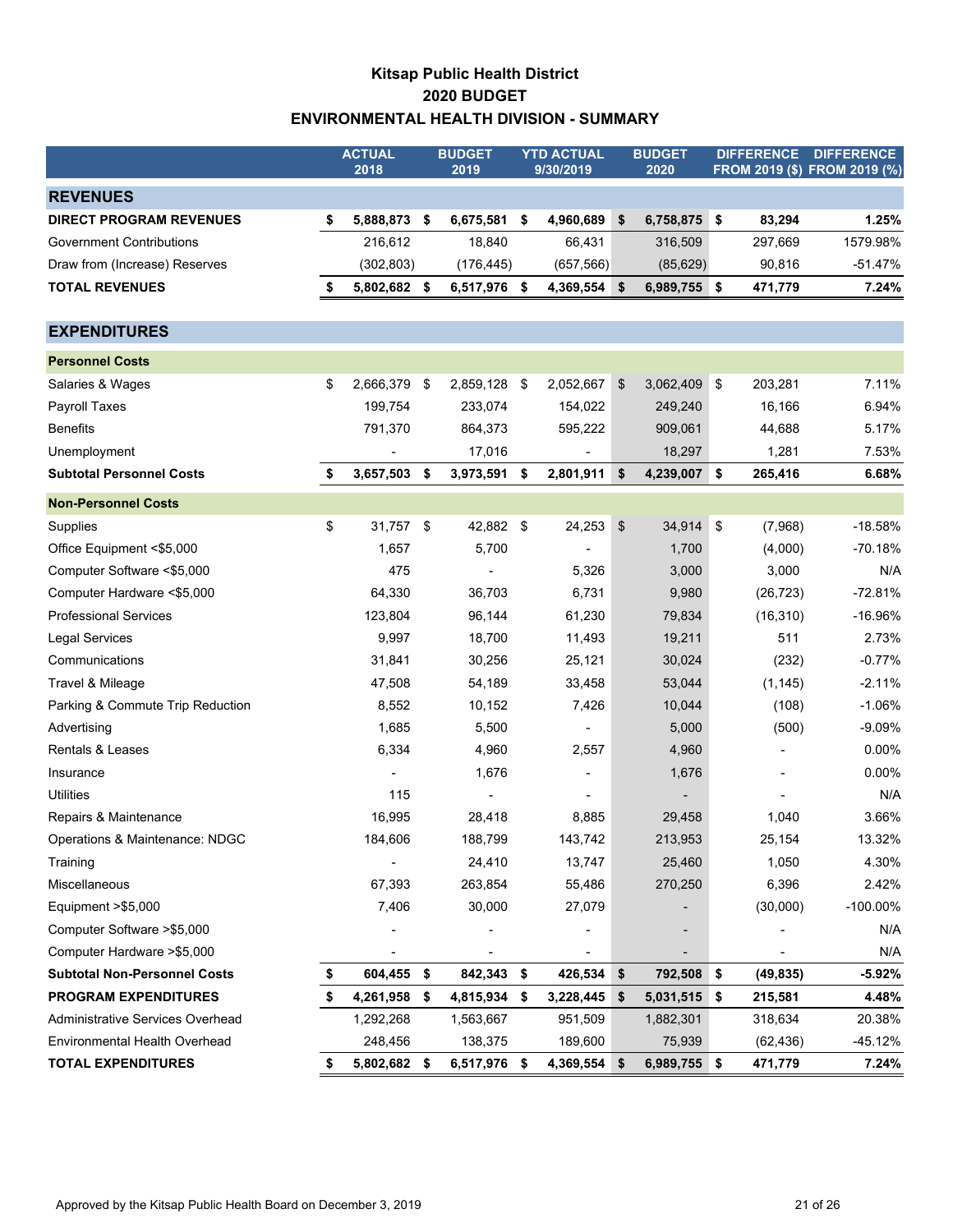# Kitsap Public Health District
## 2020 BUDGET
## ENVIRONMENTAL HEALTH DIVISION - SUMMARY

| | ACTUAL 2018 | BUDGET 2019 | YTD ACTUAL 9/30/2019 | BUDGET 2020 | DIFFERENCE FROM 2019 ($) | DIFFERENCE FROM 2019 (%) |
|---|---|---|---|---|---|---|
| **REVENUES** | | | | | | |
| **DIRECT PROGRAM REVENUES** | **$ 5,888,873** | **$ 6,675,581** | **$ 4,960,689** | **$ 6,758,875** | **$ 83,294** | **1.25%** |
| Government Contributions | 216,612 | 18,840 | 66,431 | 316,509 | 297,669 | 1579.98% |
| Draw from (Increase) Reserves | (302,803) | (176,445) | (657,566) | (85,629) | 90,816 | -51.47% |
| **TOTAL REVENUES** | **$ 5,802,682** | **$ 6,517,976** | **$ 4,369,554** | **$ 6,989,755** | **$ 471,779** | **7.24%** |
| **EXPENDITURES** | | | | | | |
| **Personnel Costs** | | | | | | |
| Salaries & Wages | $ 2,666,379 | $ 2,859,128 | $ 2,052,667 | $ 3,062,409 | $ 203,281 | 7.11% |
| Payroll Taxes | 199,754 | 233,074 | 154,022 | 249,240 | 16,166 | 6.94% |
| Benefits | 791,370 | 864,373 | 595,222 | 909,061 | 44,688 | 5.17% |
| Unemployment | - | 17,016 | - | 18,297 | 1,281 | 7.53% |
| **Subtotal Personnel Costs** | **$ 3,657,503** | **$ 3,973,591** | **$ 2,801,911** | **$ 4,239,007** | **$ 265,416** | **6.68%** |
| **Non-Personnel Costs** | | | | | | |
| Supplies | $ 31,757 | $ 42,882 | $ 24,253 | $ 34,914 | $ (7,968) | -18.58% |
| Office Equipment <$5,000 | 1,657 | 5,700 | - | 1,700 | (4,000) | -70.18% |
| Computer Software <$5,000 | 475 | - | 5,326 | 3,000 | 3,000 | N/A |
| Computer Hardware <$5,000 | 64,330 | 36,703 | 6,731 | 9,980 | (26,723) | -72.81% |
| Professional Services | 123,804 | 96,144 | 61,230 | 79,834 | (16,310) | -16.96% |
| Legal Services | 9,997 | 18,700 | 11,493 | 19,211 | 511 | 2.73% |
| Communications | 31,841 | 30,256 | 25,121 | 30,024 | (232) | -0.77% |
| Travel & Mileage | 47,508 | 54,189 | 33,458 | 53,044 | (1,145) | -2.11% |
| Parking & Commute Trip Reduction | 8,552 | 10,152 | 7,426 | 10,044 | (108) | -1.06% |
| Advertising | 1,685 | 5,500 | - | 5,000 | (500) | -9.09% |
| Rentals & Leases | 6,334 | 4,960 | 2,557 | 4,960 | - | 0.00% |
| Insurance | - | 1,676 | - | 1,676 | - | 0.00% |
| Utilities | 115 | - | - | - | - | N/A |
| Repairs & Maintenance | 16,995 | 28,418 | 8,885 | 29,458 | 1,040 | 3.66% |
| Operations & Maintenance: NDGC | 184,606 | 188,799 | 143,742 | 213,953 | 25,154 | 13.32% |
| Training | - | 24,410 | 13,747 | 25,460 | 1,050 | 4.30% |
| Miscellaneous | 67,393 | 263,854 | 55,486 | 270,250 | 6,396 | 2.42% |
| Equipment >$5,000 | 7,406 | 30,000 | 27,079 | - | (30,000) | -100.00% |
| Computer Software >$5,000 | - | - | - | - | - | N/A |
| Computer Hardware >$5,000 | - | - | - | - | - | N/A |
| **Subtotal Non-Personnel Costs** | **$ 604,455** | **$ 842,343** | **$ 426,534** | **$ 792,508** | **$ (49,835)** | **-5.92%** |
| **PROGRAM EXPENDITURES** | **$ 4,261,958** | **$ 4,815,934** | **$ 3,228,445** | **$ 5,031,515** | **$ 215,581** | **4.48%** |
| Administrative Services Overhead | 1,292,268 | 1,563,667 | 951,509 | 1,882,301 | 318,634 | 20.38% |
| Environmental Health Overhead | 248,456 | 138,375 | 189,600 | 75,939 | (62,436) | -45.12% |
| **TOTAL EXPENDITURES** | **$ 5,802,682** | **$ 6,517,976** | **$ 4,369,554** | **$ 6,989,755** | **$ 471,779** | **7.24%** |

Approved by the Kitsap Public Health Board on December 3, 2019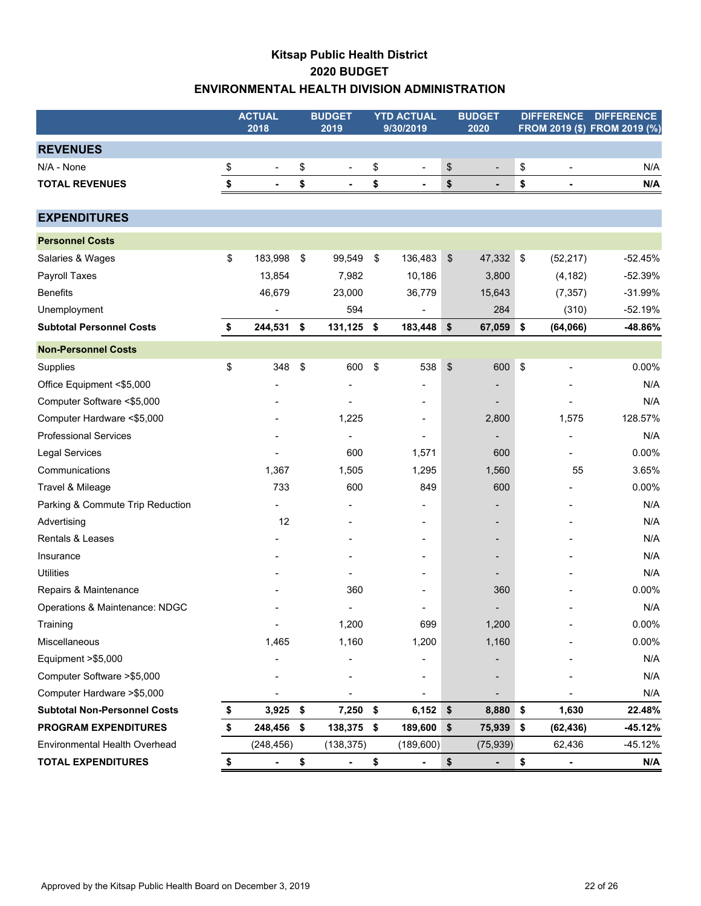# Kitsap Public Health District
## 2020 BUDGET
## ENVIRONMENTAL HEALTH DIVISION ADMINISTRATION

| | ACTUAL 2018 | BUDGET 2019 | YTD ACTUAL 9/30/2019 | BUDGET 2020 | DIFFERENCE FROM 2019 ($) | DIFFERENCE FROM 2019 (%) |
|---|---|---|---|---|---|---|
| **REVENUES** | | | | | | |
| N/A - None | $ - | $ - | $ - | $ - | $ - | N/A |
| **TOTAL REVENUES** | **$ -** | **$ -** | **$ -** | **$ -** | **$ -** | **N/A** |
| **EXPENDITURES** | | | | | | |
| **Personnel Costs** | | | | | | |
| Salaries & Wages | $ 183,998 | $ 99,549 | $ 136,483 | $ 47,332 | $ (52,217) | -52.45% |
| Payroll Taxes | 13,854 | 7,982 | 10,186 | 3,800 | (4,182) | -52.39% |
| Benefits | 46,679 | 23,000 | 36,779 | 15,643 | (7,357) | -31.99% |
| Unemployment | - | 594 | - | 284 | (310) | -52.19% |
| **Subtotal Personnel Costs** | **$ 244,531** | **$ 131,125** | **$ 183,448** | **$ 67,059** | **$ (64,066)** | **-48.86%** |
| **Non-Personnel Costs** | | | | | | |
| Supplies | $ 348 | $ 600 | $ 538 | $ 600 | $ - | 0.00% |
| Office Equipment <$5,000 | - | - | - | - | - | N/A |
| Computer Software <$5,000 | - | - | - | - | - | N/A |
| Computer Hardware <$5,000 | - | 1,225 | - | 2,800 | 1,575 | 128.57% |
| Professional Services | - | - | - | - | - | N/A |
| Legal Services | - | 600 | 1,571 | 600 | - | 0.00% |
| Communications | 1,367 | 1,505 | 1,295 | 1,560 | 55 | 3.65% |
| Travel & Mileage | 733 | 600 | 849 | 600 | - | 0.00% |
| Parking & Commute Trip Reduction | - | - | - | - | - | N/A |
| Advertising | 12 | - | - | - | - | N/A |
| Rentals & Leases | - | - | - | - | - | N/A |
| Insurance | - | - | - | - | - | N/A |
| Utilities | - | - | - | - | - | N/A |
| Repairs & Maintenance | - | 360 | - | 360 | - | 0.00% |
| Operations & Maintenance: NDGC | - | - | - | - | - | N/A |
| Training | - | 1,200 | 699 | 1,200 | - | 0.00% |
| Miscellaneous | 1,465 | 1,160 | 1,200 | 1,160 | - | 0.00% |
| Equipment >$5,000 | - | - | - | - | - | N/A |
| Computer Software >$5,000 | - | - | - | - | - | N/A |
| Computer Hardware >$5,000 | - | - | - | - | - | N/A |
| **Subtotal Non-Personnel Costs** | **$ 3,925** | **$ 7,250** | **$ 6,152** | **$ 8,880** | **$ 1,630** | **22.48%** |
| **PROGRAM EXPENDITURES** | **$ 248,456** | **$ 138,375** | **$ 189,600** | **$ 75,939** | **$ (62,436)** | **-45.12%** |
| Environmental Health Overhead | (248,456) | (138,375) | (189,600) | (75,939) | 62,436 | -45.12% |
| **TOTAL EXPENDITURES** | **$ -** | **$ -** | **$ -** | **$ -** | **$ -** | **N/A** |

Approved by the Kitsap Public Health Board on December 3, 2019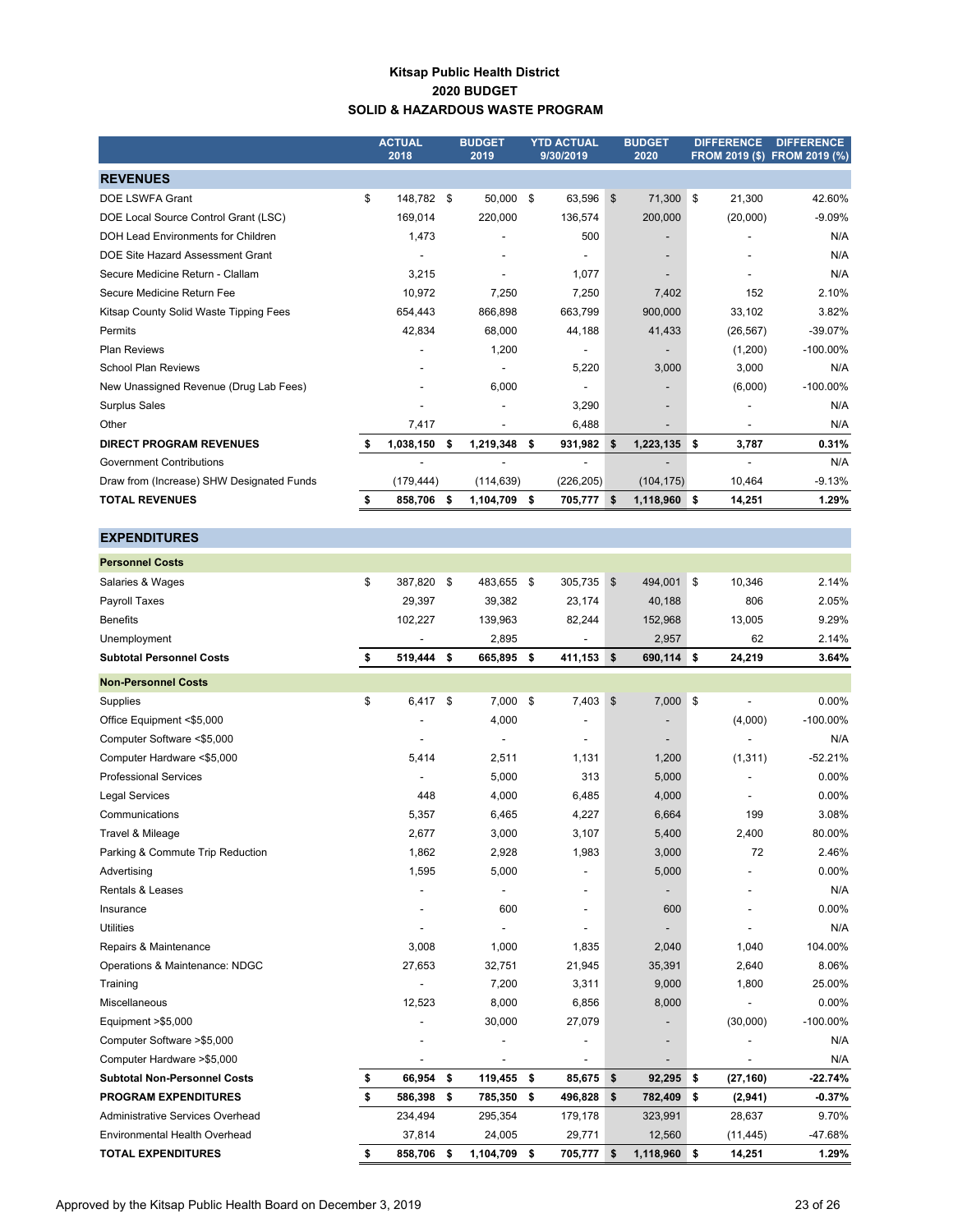**Kitsap Public Health District**
**2020 BUDGET**
**SOLID & HAZARDOUS WASTE PROGRAM**

| | ACTUAL 2018 | BUDGET 2019 | YTD ACTUAL 9/30/2019 | BUDGET 2020 | DIFFERENCE FROM 2019 ($) | DIFFERENCE FROM 2019 (%) |
|---|---|---|---|---|---|---|
| **REVENUES** | | | | | | |
| DOE LSWFA Grant | $ 148,782 | $ 50,000 | $ 63,596 | $ 71,300 | $ 21,300 | 42.60% |
| DOE Local Source Control Grant (LSC) | 169,014 | 220,000 | 136,574 | 200,000 | (20,000) | -9.09% |
| DOH Lead Environments for Children | 1,473 | - | 500 | - | - | N/A |
| DOE Site Hazard Assessment Grant | - | - | - | - | - | N/A |
| Secure Medicine Return - Clallam | 3,215 | - | 1,077 | - | - | N/A |
| Secure Medicine Return Fee | 10,972 | 7,250 | 7,250 | 7,402 | 152 | 2.10% |
| Kitsap County Solid Waste Tipping Fees | 654,443 | 866,898 | 663,799 | 900,000 | 33,102 | 3.82% |
| Permits | 42,834 | 68,000 | 44,188 | 41,433 | (26,567) | -39.07% |
| Plan Reviews | - | 1,200 | - | - | (1,200) | -100.00% |
| School Plan Reviews | - | - | 5,220 | 3,000 | 3,000 | N/A |
| New Unassigned Revenue (Drug Lab Fees) | - | 6,000 | - | - | (6,000) | -100.00% |
| Surplus Sales | - | - | 3,290 | - | - | N/A |
| Other | 7,417 | - | 6,488 | - | - | N/A |
| **DIRECT PROGRAM REVENUES** | **$ 1,038,150** | **$ 1,219,348** | **$ 931,982** | **$ 1,223,135** | **$ 3,787** | **0.31%** |
| Government Contributions | - | - | - | - | - | N/A |
| Draw from (Increase) SHW Designated Funds | (179,444) | (114,639) | (226,205) | (104,175) | 10,464 | -9.13% |
| **TOTAL REVENUES** | **$ 858,706** | **$ 1,104,709** | **$ 705,777** | **$ 1,118,960** | **$ 14,251** | **1.29%** |
| **EXPENDITURES** | | | | | | |
| **Personnel Costs** | | | | | | |
| Salaries & Wages | $ 387,820 | $ 483,655 | $ 305,735 | $ 494,001 | $ 10,346 | 2.14% |
| Payroll Taxes | 29,397 | 39,382 | 23,174 | 40,188 | 806 | 2.05% |
| Benefits | 102,227 | 139,963 | 82,244 | 152,968 | 13,005 | 9.29% |
| Unemployment | - | 2,895 | - | 2,957 | 62 | 2.14% |
| **Subtotal Personnel Costs** | **$ 519,444** | **$ 665,895** | **$ 411,153** | **$ 690,114** | **$ 24,219** | **3.64%** |
| **Non-Personnel Costs** | | | | | | |
| Supplies | $ 6,417 | $ 7,000 | $ 7,403 | $ 7,000 | $ - | 0.00% |
| Office Equipment <$5,000 | - | 4,000 | - | - | (4,000) | -100.00% |
| Computer Software <$5,000 | - | - | - | - | - | N/A |
| Computer Hardware <$5,000 | 5,414 | 2,511 | 1,131 | 1,200 | (1,311) | -52.21% |
| Professional Services | - | 5,000 | 313 | 5,000 | - | 0.00% |
| Legal Services | 448 | 4,000 | 6,485 | 4,000 | - | 0.00% |
| Communications | 5,357 | 6,465 | 4,227 | 6,664 | 199 | 3.08% |
| Travel & Mileage | 2,677 | 3,000 | 3,107 | 5,400 | 2,400 | 80.00% |
| Parking & Commute Trip Reduction | 1,862 | 2,928 | 1,983 | 3,000 | 72 | 2.46% |
| Advertising | 1,595 | 5,000 | - | 5,000 | - | 0.00% |
| Rentals & Leases | - | - | - | - | - | N/A |
| Insurance | - | 600 | - | 600 | - | 0.00% |
| Utilities | - | - | - | - | - | N/A |
| Repairs & Maintenance | 3,008 | 1,000 | 1,835 | 2,040 | 1,040 | 104.00% |
| Operations & Maintenance: NDGC | 27,653 | 32,751 | 21,945 | 35,391 | 2,640 | 8.06% |
| Training | - | 7,200 | 3,311 | 9,000 | 1,800 | 25.00% |
| Miscellaneous | 12,523 | 8,000 | 6,856 | 8,000 | - | 0.00% |
| Equipment >$5,000 | - | 30,000 | 27,079 | - | (30,000) | -100.00% |
| Computer Software >$5,000 | - | - | - | - | - | N/A |
| Computer Hardware >$5,000 | - | - | - | - | - | N/A |
| **Subtotal Non-Personnel Costs** | **$ 66,954** | **$ 119,455** | **$ 85,675** | **$ 92,295** | **$ (27,160)** | **-22.74%** |
| **PROGRAM EXPENDITURES** | **$ 586,398** | **$ 785,350** | **$ 496,828** | **$ 782,409** | **$ (2,941)** | **-0.37%** |
| Administrative Services Overhead | 234,494 | 295,354 | 179,178 | 323,991 | 28,637 | 9.70% |
| Environmental Health Overhead | 37,814 | 24,005 | 29,771 | 12,560 | (11,445) | -47.68% |
| **TOTAL EXPENDITURES** | **$ 858,706** | **$ 1,104,709** | **$ 705,777** | **$ 1,118,960** | **$ 14,251** | **1.29%** |

Approved by the Kitsap Public Health Board on December 3, 2019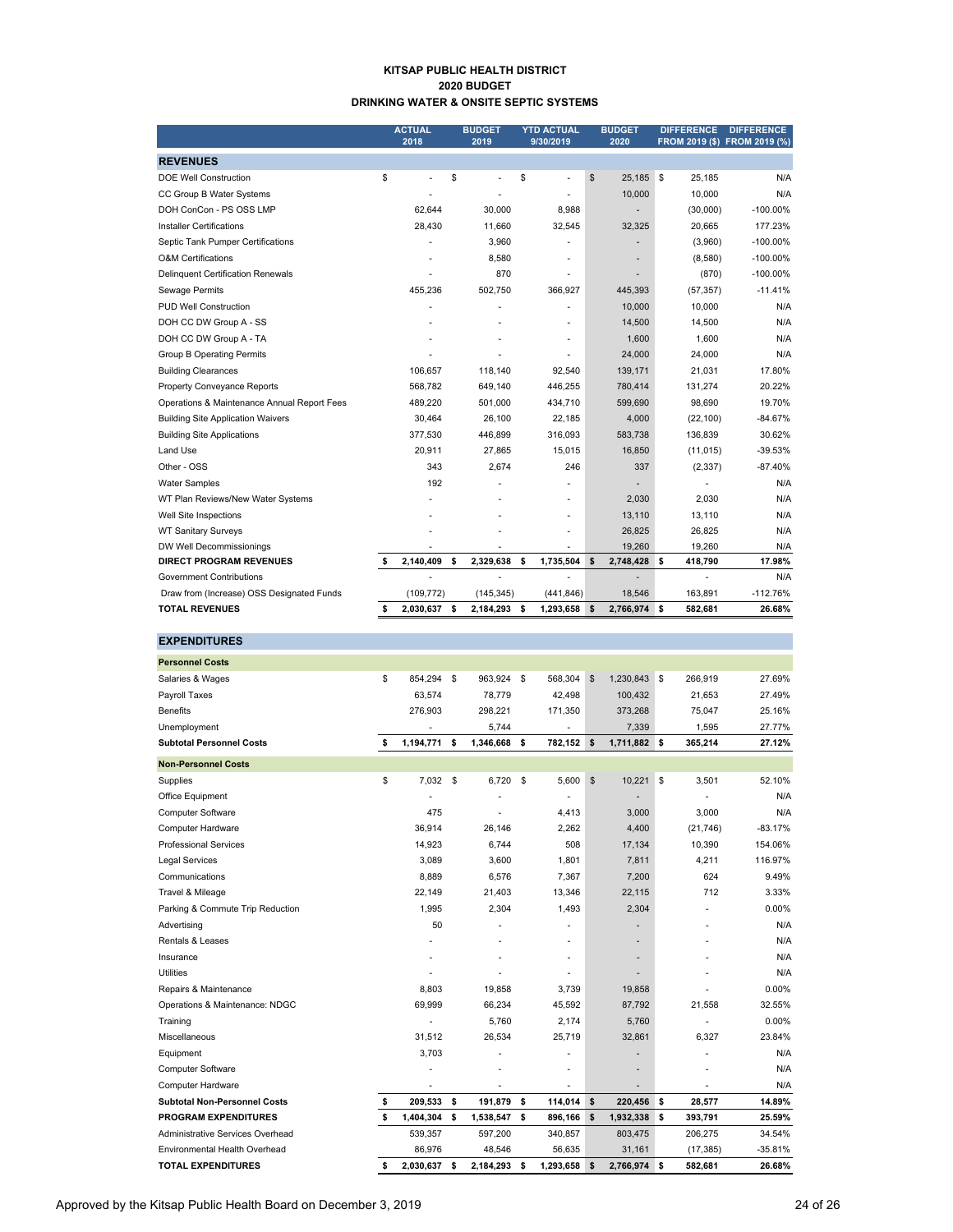# KITSAP PUBLIC HEALTH DISTRICT
## 2020 BUDGET
### DRINKING WATER & ONSITE SEPTIC SYSTEMS

| | ACTUAL 2018 | BUDGET 2019 | YTD ACTUAL 9/30/2019 | BUDGET 2020 | DIFFERENCE FROM 2019 ($) | DIFFERENCE FROM 2019 (%) |
|---|---|---|---|---|---|---|
| **REVENUES** | | | | | | |
| DOE Well Construction | $ - | $ - | $ - | $ 25,185 | $ 25,185 | N/A |
| CC Group B Water Systems | - | - | - | 10,000 | 10,000 | N/A |
| DOH ConCon - PS OSS LMP | 62,644 | 30,000 | 8,988 | - | (30,000) | -100.00% |
| Installer Certifications | 28,430 | 11,660 | 32,545 | 32,325 | 20,665 | 177.23% |
| Septic Tank Pumper Certifications | - | 3,960 | - | - | (3,960) | -100.00% |
| O&M Certifications | - | 8,580 | - | - | (8,580) | -100.00% |
| Delinquent Certification Renewals | - | 870 | - | - | (870) | -100.00% |
| Sewage Permits | 455,236 | 502,750 | 366,927 | 445,393 | (57,357) | -11.41% |
| PUD Well Construction | - | - | - | 10,000 | 10,000 | N/A |
| DOH CC DW Group A - SS | - | - | - | 14,500 | 14,500 | N/A |
| DOH CC DW Group A - TA | - | - | - | 1,600 | 1,600 | N/A |
| Group B Operating Permits | - | - | - | 24,000 | 24,000 | N/A |
| Building Clearances | 106,657 | 118,140 | 92,540 | 139,171 | 21,031 | 17.80% |
| Property Conveyance Reports | 568,782 | 649,140 | 446,255 | 780,414 | 131,274 | 20.22% |
| Operations & Maintenance Annual Report Fees | 489,220 | 501,000 | 434,710 | 599,690 | 98,690 | 19.70% |
| Building Site Application Waivers | 30,464 | 26,100 | 22,185 | 4,000 | (22,100) | -84.67% |
| Building Site Applications | 377,530 | 446,899 | 316,093 | 583,738 | 136,839 | 30.62% |
| Land Use | 20,911 | 27,865 | 15,015 | 16,850 | (11,015) | -39.53% |
| Other - OSS | 343 | 2,674 | 246 | 337 | (2,337) | -87.40% |
| Water Samples | 192 | - | - | - | - | N/A |
| WT Plan Reviews/New Water Systems | - | - | - | 2,030 | 2,030 | N/A |
| Well Site Inspections | - | - | - | 13,110 | 13,110 | N/A |
| WT Sanitary Surveys | - | - | - | 26,825 | 26,825 | N/A |
| DW Well Decommissionings | - | - | - | 19,260 | 19,260 | N/A |
| **DIRECT PROGRAM REVENUES** | **$ 2,140,409** | **$ 2,329,638** | **$ 1,735,504** | **$ 2,748,428** | **$ 418,790** | **17.98%** |
| Government Contributions | - | - | - | - | - | N/A |
| Draw from (Increase) OSS Designated Funds | (109,772) | (145,345) | (441,846) | 18,546 | 163,891 | -112.76% |
| **TOTAL REVENUES** | **$ 2,030,637** | **$ 2,184,293** | **$ 1,293,658** | **$ 2,766,974** | **$ 582,681** | **26.68%** |
| **EXPENDITURES** | | | | | | |
| **Personnel Costs** | | | | | | |
| Salaries & Wages | $ 854,294 | $ 963,924 | $ 568,304 | $ 1,230,843 | $ 266,919 | 27.69% |
| Payroll Taxes | 63,574 | 78,779 | 42,498 | 100,432 | 21,653 | 27.49% |
| Benefits | 276,903 | 298,221 | 171,350 | 373,268 | 75,047 | 25.16% |
| Unemployment | - | 5,744 | - | 7,339 | 1,595 | 27.77% |
| **Subtotal Personnel Costs** | **$ 1,194,771** | **$ 1,346,668** | **$ 782,152** | **$ 1,711,882** | **$ 365,214** | **27.12%** |
| **Non-Personnel Costs** | | | | | | |
| Supplies | $ 7,032 | $ 6,720 | $ 5,600 | $ 10,221 | $ 3,501 | 52.10% |
| Office Equipment | - | - | - | - | - | N/A |
| Computer Software | 475 | - | 4,413 | 3,000 | 3,000 | N/A |
| Computer Hardware | 36,914 | 26,146 | 2,262 | 4,400 | (21,746) | -83.17% |
| Professional Services | 14,923 | 6,744 | 508 | 17,134 | 10,390 | 154.06% |
| Legal Services | 3,089 | 3,600 | 1,801 | 7,811 | 4,211 | 116.97% |
| Communications | 8,889 | 6,576 | 7,367 | 7,200 | 624 | 9.49% |
| Travel & Mileage | 22,149 | 21,403 | 13,346 | 22,115 | 712 | 3.33% |
| Parking & Commute Trip Reduction | 1,995 | 2,304 | 1,493 | 2,304 | - | 0.00% |
| Advertising | 50 | - | - | - | - | N/A |
| Rentals & Leases | - | - | - | - | - | N/A |
| Insurance | - | - | - | - | - | N/A |
| Utilities | - | - | - | - | - | N/A |
| Repairs & Maintenance | 8,803 | 19,858 | 3,739 | 19,858 | - | 0.00% |
| Operations & Maintenance: NDGC | 69,999 | 66,234 | 45,592 | 87,792 | 21,558 | 32.55% |
| Training | - | 5,760 | 2,174 | 5,760 | - | 0.00% |
| Miscellaneous | 31,512 | 26,534 | 25,719 | 32,861 | 6,327 | 23.84% |
| Equipment | 3,703 | - | - | - | - | N/A |
| Computer Software | - | - | - | - | - | N/A |
| Computer Hardware | - | - | - | - | - | N/A |
| **Subtotal Non-Personnel Costs** | **$ 209,533** | **$ 191,879** | **$ 114,014** | **$ 220,456** | **$ 28,577** | **14.89%** |
| **PROGRAM EXPENDITURES** | **$ 1,404,304** | **$ 1,538,547** | **$ 896,166** | **$ 1,932,338** | **$ 393,791** | **25.59%** |
| Administrative Services Overhead | 539,357 | 597,200 | 340,857 | 803,475 | 206,275 | 34.54% |
| Environmental Health Overhead | 86,976 | 48,546 | 56,635 | 31,161 | (17,385) | -35.81% |
| **TOTAL EXPENDITURES** | **$ 2,030,637** | **$ 2,184,293** | **$ 1,293,658** | **$ 2,766,974** | **$ 582,681** | **26.68%** |

Approved by the Kitsap Public Health Board on December 3, 2019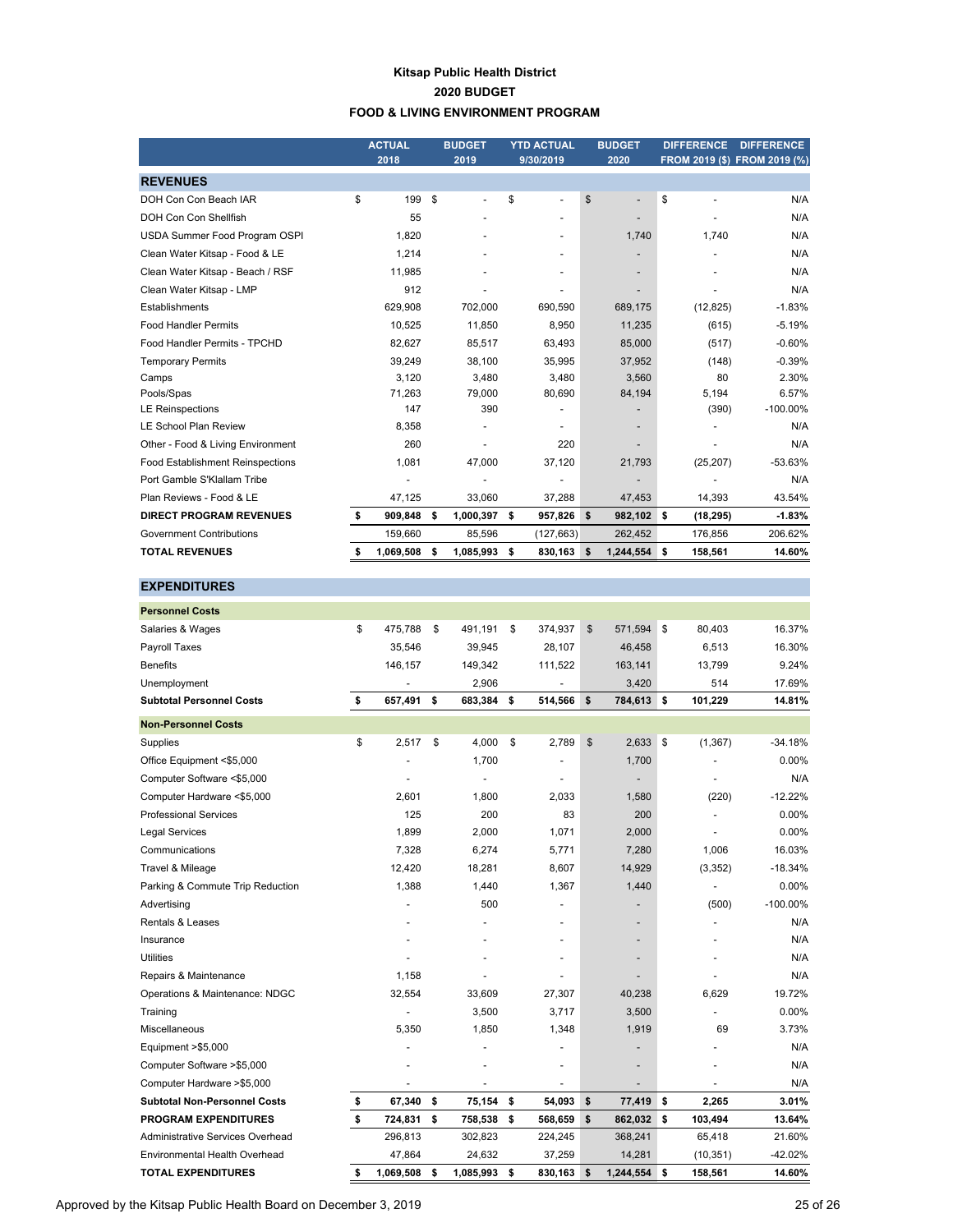# Kitsap Public Health District
## 2020 BUDGET
## FOOD & LIVING ENVIRONMENT PROGRAM

| | ACTUAL 2018 | BUDGET 2019 | YTD ACTUAL 9/30/2019 | BUDGET 2020 | DIFFERENCE FROM 2019 ($) | DIFFERENCE FROM 2019 (%) |
|---|---|---|---|---|---|---|
| **REVENUES** | | | | | | |
| DOH Con Con Beach IAR | $ 199 | $ - | $ - | $ - | $ - | N/A |
| DOH Con Con Shellfish | 55 | - | - | - | - | N/A |
| USDA Summer Food Program OSPI | 1,820 | - | - | 1,740 | 1,740 | N/A |
| Clean Water Kitsap - Food & LE | 1,214 | - | - | - | - | N/A |
| Clean Water Kitsap - Beach / RSF | 11,985 | - | - | - | - | N/A |
| Clean Water Kitsap - LMP | 912 | - | - | - | - | N/A |
| Establishments | 629,908 | 702,000 | 690,590 | 689,175 | (12,825) | -1.83% |
| Food Handler Permits | 10,525 | 11,850 | 8,950 | 11,235 | (615) | -5.19% |
| Food Handler Permits - TPCHD | 82,627 | 85,517 | 63,493 | 85,000 | (517) | -0.60% |
| Temporary Permits | 39,249 | 38,100 | 35,995 | 37,952 | (148) | -0.39% |
| Camps | 3,120 | 3,480 | 3,480 | 3,560 | 80 | 2.30% |
| Pools/Spas | 71,263 | 79,000 | 80,690 | 84,194 | 5,194 | 6.57% |
| LE Reinspections | 147 | 390 | - | - | (390) | -100.00% |
| LE School Plan Review | 8,358 | - | - | - | - | N/A |
| Other - Food & Living Environment | 260 | - | 220 | - | - | N/A |
| Food Establishment Reinspections | 1,081 | 47,000 | 37,120 | 21,793 | (25,207) | -53.63% |
| Port Gamble S'Klallam Tribe | - | - | - | - | - | N/A |
| Plan Reviews - Food & LE | 47,125 | 33,060 | 37,288 | 47,453 | 14,393 | 43.54% |
| **DIRECT PROGRAM REVENUES** | **$ 909,848** | **$ 1,000,397** | **$ 957,826** | **$ 982,102** | **$ (18,295)** | **-1.83%** |
| Government Contributions | 159,660 | 85,596 | (127,663) | 262,452 | 176,856 | 206.62% |
| **TOTAL REVENUES** | **$ 1,069,508** | **$ 1,085,993** | **$ 830,163** | **$ 1,244,554** | **$ 158,561** | **14.60%** |
| **EXPENDITURES** | | | | | | |
| **Personnel Costs** | | | | | | |
| Salaries & Wages | $ 475,788 | $ 491,191 | $ 374,937 | $ 571,594 | $ 80,403 | 16.37% |
| Payroll Taxes | 35,546 | 39,945 | 28,107 | 46,458 | 6,513 | 16.30% |
| Benefits | 146,157 | 149,342 | 111,522 | 163,141 | 13,799 | 9.24% |
| Unemployment | - | 2,906 | - | 3,420 | 514 | 17.69% |
| **Subtotal Personnel Costs** | **$ 657,491** | **$ 683,384** | **$ 514,566** | **$ 784,613** | **$ 101,229** | **14.81%** |
| **Non-Personnel Costs** | | | | | | |
| Supplies | $ 2,517 | $ 4,000 | $ 2,789 | $ 2,633 | $ (1,367) | -34.18% |
| Office Equipment <$5,000 | - | 1,700 | - | 1,700 | - | 0.00% |
| Computer Software <$5,000 | - | - | - | - | - | N/A |
| Computer Hardware <$5,000 | 2,601 | 1,800 | 2,033 | 1,580 | (220) | -12.22% |
| Professional Services | 125 | 200 | 83 | 200 | - | 0.00% |
| Legal Services | 1,899 | 2,000 | 1,071 | 2,000 | - | 0.00% |
| Communications | 7,328 | 6,274 | 5,771 | 7,280 | 1,006 | 16.03% |
| Travel & Mileage | 12,420 | 18,281 | 8,607 | 14,929 | (3,352) | -18.34% |
| Parking & Commute Trip Reduction | 1,388 | 1,440 | 1,367 | 1,440 | - | 0.00% |
| Advertising | - | 500 | - | - | (500) | -100.00% |
| Rentals & Leases | - | - | - | - | - | N/A |
| Insurance | - | - | - | - | - | N/A |
| Utilities | - | - | - | - | - | N/A |
| Repairs & Maintenance | 1,158 | - | - | - | - | N/A |
| Operations & Maintenance: NDGC | 32,554 | 33,609 | 27,307 | 40,238 | 6,629 | 19.72% |
| Training | - | 3,500 | 3,717 | 3,500 | - | 0.00% |
| Miscellaneous | 5,350 | 1,850 | 1,348 | 1,919 | 69 | 3.73% |
| Equipment >$5,000 | - | - | - | - | - | N/A |
| Computer Software >$5,000 | - | - | - | - | - | N/A |
| Computer Hardware >$5,000 | - | - | - | - | - | N/A |
| **Subtotal Non-Personnel Costs** | **$ 67,340** | **$ 75,154** | **$ 54,093** | **$ 77,419** | **$ 2,265** | **3.01%** |
| **PROGRAM EXPENDITURES** | **$ 724,831** | **$ 758,538** | **$ 568,659** | **$ 862,032** | **$ 103,494** | **13.64%** |
| Administrative Services Overhead | 296,813 | 302,823 | 224,245 | 368,241 | 65,418 | 21.60% |
| Environmental Health Overhead | 47,864 | 24,632 | 37,259 | 14,281 | (10,351) | -42.02% |
| **TOTAL EXPENDITURES** | **$ 1,069,508** | **$ 1,085,993** | **$ 830,163** | **$ 1,244,554** | **$ 158,561** | **14.60%** |

Approved by the Kitsap Public Health Board on December 3, 2019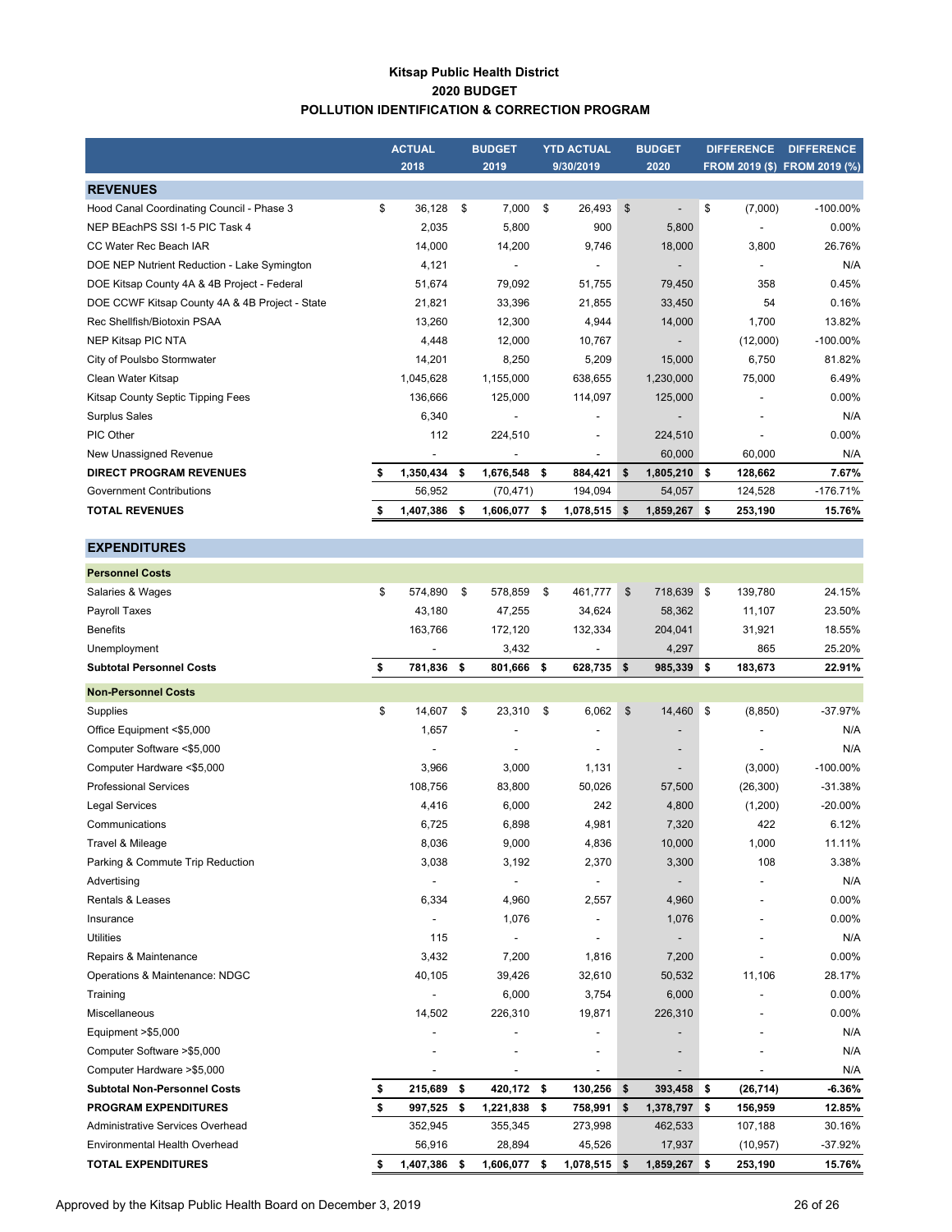**Kitsap Public Health District**
**2020 BUDGET**
**POLLUTION IDENTIFICATION & CORRECTION PROGRAM**

| | ACTUAL 2018 | BUDGET 2019 | YTD ACTUAL 9/30/2019 | BUDGET 2020 | DIFFERENCE FROM 2019 ($) | DIFFERENCE FROM 2019 (%) |
|---|---|---|---|---|---|---|
| **REVENUES** | | | | | | |
| Hood Canal Coordinating Council - Phase 3 | $ 36,128 | $ 7,000 | $ 26,493 | $ - | $ (7,000) | -100.00% |
| NEP BEachPS SSI 1-5 PIC Task 4 | 2,035 | 5,800 | 900 | 5,800 | - | 0.00% |
| CC Water Rec Beach IAR | 14,000 | 14,200 | 9,746 | 18,000 | 3,800 | 26.76% |
| DOE NEP Nutrient Reduction - Lake Symington | 4,121 | - | - | - | - | N/A |
| DOE Kitsap County 4A & 4B Project - Federal | 51,674 | 79,092 | 51,755 | 79,450 | 358 | 0.45% |
| DOE CCWF Kitsap County 4A & 4B Project - State | 21,821 | 33,396 | 21,855 | 33,450 | 54 | 0.16% |
| Rec Shellfish/Biotoxin PSAA | 13,260 | 12,300 | 4,944 | 14,000 | 1,700 | 13.82% |
| NEP Kitsap PIC NTA | 4,448 | 12,000 | 10,767 | - | (12,000) | -100.00% |
| City of Poulsbo Stormwater | 14,201 | 8,250 | 5,209 | 15,000 | 6,750 | 81.82% |
| Clean Water Kitsap | 1,045,628 | 1,155,000 | 638,655 | 1,230,000 | 75,000 | 6.49% |
| Kitsap County Septic Tipping Fees | 136,666 | 125,000 | 114,097 | 125,000 | - | 0.00% |
| Surplus Sales | 6,340 | - | - | - | - | N/A |
| PIC Other | 112 | 224,510 | - | 224,510 | - | 0.00% |
| New Unassigned Revenue | - | - | - | 60,000 | 60,000 | N/A |
| **DIRECT PROGRAM REVENUES** | **$ 1,350,434** | **$ 1,676,548** | **$ 884,421** | **$ 1,805,210** | **$ 128,662** | **7.67%** |
| Government Contributions | 56,952 | (70,471) | 194,094 | 54,057 | 124,528 | -176.71% |
| **TOTAL REVENUES** | **$ 1,407,386** | **$ 1,606,077** | **$ 1,078,515** | **$ 1,859,267** | **$ 253,190** | **15.76%** |
| **EXPENDITURES** | | | | | | |
| **Personnel Costs** | | | | | | |
| Salaries & Wages | $ 574,890 | $ 578,859 | $ 461,777 | $ 718,639 | $ 139,780 | 24.15% |
| Payroll Taxes | 43,180 | 47,255 | 34,624 | 58,362 | 11,107 | 23.50% |
| Benefits | 163,766 | 172,120 | 132,334 | 204,041 | 31,921 | 18.55% |
| Unemployment | - | 3,432 | - | 4,297 | 865 | 25.20% |
| **Subtotal Personnel Costs** | **$ 781,836** | **$ 801,666** | **$ 628,735** | **$ 985,339** | **$ 183,673** | **22.91%** |
| **Non-Personnel Costs** | | | | | | |
| Supplies | $ 14,607 | $ 23,310 | $ 6,062 | $ 14,460 | $ (8,850) | -37.97% |
| Office Equipment <$5,000 | 1,657 | - | - | - | - | N/A |
| Computer Software <$5,000 | - | - | - | - | - | N/A |
| Computer Hardware <$5,000 | 3,966 | 3,000 | 1,131 | - | (3,000) | -100.00% |
| Professional Services | 108,756 | 83,800 | 50,026 | 57,500 | (26,300) | -31.38% |
| Legal Services | 4,416 | 6,000 | 242 | 4,800 | (1,200) | -20.00% |
| Communications | 6,725 | 6,898 | 4,981 | 7,320 | 422 | 6.12% |
| Travel & Mileage | 8,036 | 9,000 | 4,836 | 10,000 | 1,000 | 11.11% |
| Parking & Commute Trip Reduction | 3,038 | 3,192 | 2,370 | 3,300 | 108 | 3.38% |
| Advertising | - | - | - | - | - | N/A |
| Rentals & Leases | 6,334 | 4,960 | 2,557 | 4,960 | - | 0.00% |
| Insurance | - | 1,076 | - | 1,076 | - | 0.00% |
| Utilities | 115 | - | - | - | - | N/A |
| Repairs & Maintenance | 3,432 | 7,200 | 1,816 | 7,200 | - | 0.00% |
| Operations & Maintenance: NDGC | 40,105 | 39,426 | 32,610 | 50,532 | 11,106 | 28.17% |
| Training | - | 6,000 | 3,754 | 6,000 | - | 0.00% |
| Miscellaneous | 14,502 | 226,310 | 19,871 | 226,310 | - | 0.00% |
| Equipment >$5,000 | - | - | - | - | - | N/A |
| Computer Software >$5,000 | - | - | - | - | - | N/A |
| Computer Hardware >$5,000 | - | - | - | - | - | N/A |
| **Subtotal Non-Personnel Costs** | **$ 215,689** | **$ 420,172** | **$ 130,256** | **$ 393,458** | **$ (26,714)** | **-6.36%** |
| **PROGRAM EXPENDITURES** | **$ 997,525** | **$ 1,221,838** | **$ 758,991** | **$ 1,378,797** | **$ 156,959** | **12.85%** |
| Administrative Services Overhead | 352,945 | 355,345 | 273,998 | 462,533 | 107,188 | 30.16% |
| Environmental Health Overhead | 56,916 | 28,894 | 45,526 | 17,937 | (10,957) | -37.92% |
| **TOTAL EXPENDITURES** | **$ 1,407,386** | **$ 1,606,077** | **$ 1,078,515** | **$ 1,859,267** | **$ 253,190** | **15.76%** |

Approved by the Kitsap Public Health Board on December 3, 2019